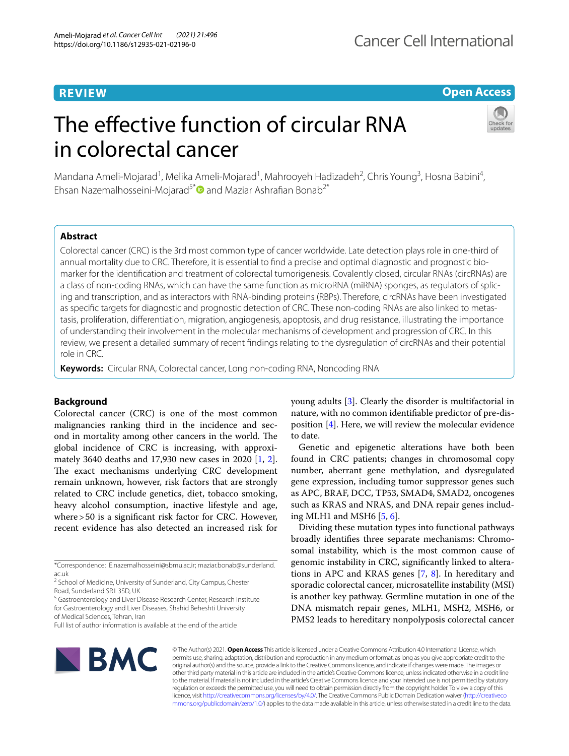REVIEW

Open Access

# The effective function of circular RNA in colorectal cancer

Mandana Ameli-Mojarad[1], Melika Ameli-Mojarad[1], Mahrooyeh Hadizadeh[2], Chris Young[3], Hosna Babini[4], Ehsan Nazemalhosseini-Mojarad[5*] and Maziar Ashrafian Bonab[2*]

## Abstract

Colorectal cancer (CRC) is the 3rd most common type of cancer worldwide. Late detection plays role in one-third of annual mortality due to CRC. Therefore, it is essential to find a precise and optimal diagnostic and prognostic biomarker for the identification and treatment of colorectal tumorigenesis. Covalently closed, circular RNAs (circRNAs) are a class of non-coding RNAs, which can have the same function as microRNA (miRNA) sponges, as regulators of splicing and transcription, and as interactors with RNA-binding proteins (RBPs). Therefore, circRNAs have been investigated as specific targets for diagnostic and prognostic detection of CRC. These non-coding RNAs are also linked to metastasis, proliferation, differentiation, migration, angiogenesis, apoptosis, and drug resistance, illustrating the importance of understanding their involvement in the molecular mechanisms of development and progression of CRC. In this review, we present a detailed summary of recent findings relating to the dysregulation of circRNAs and their potential role in CRC.

**Keywords:** Circular RNA, Colorectal cancer, Long non-coding RNA, Noncoding RNA

## Background

Colorectal cancer (CRC) is one of the most common malignancies ranking third in the incidence and second in mortality among other cancers in the world. The global incidence of CRC is increasing, with approximately 3640 deaths and 17,930 new cases in 2020 [1, 2]. The exact mechanisms underlying CRC development remain unknown, however, risk factors that are strongly related to CRC include genetics, diet, tobacco smoking, heavy alcohol consumption, inactive lifestyle and age, where > 50 is a significant risk factor for CRC. However, recent evidence has also detected an increased risk for young adults [3]. Clearly the disorder is multifactorial in nature, with no common identifiable predictor of pre-disposition [4]. Here, we will review the molecular evidence to date.

Genetic and epigenetic alterations have both been found in CRC patients; changes in chromosomal copy number, aberrant gene methylation, and dysregulated gene expression, including tumor suppressor genes such as APC, BRAF, DCC, TP53, SMAD4, SMAD2, oncogenes such as KRAS and NRAS, and DNA repair genes including MLH1 and MSH6 [5, 6].

Dividing these mutation types into functional pathways broadly identifies three separate mechanisms: Chromosomal instability, which is the most common cause of genomic instability in CRC, significantly linked to alterations in APC and KRAS genes [7, 8]. In hereditary and sporadic colorectal cancer, microsatellite instability (MSI) is another key pathway. Germline mutation in one of the DNA mismatch repair genes, MLH1, MSH2, MSH6, or PMS2 leads to hereditary nonpolyposis colorectal cancer

*Correspondence: E.nazemalhosseini@sbmu.ac.ir; maziar.bonab@sunderland.ac.uk

[2] School of Medicine, University of Sunderland, City Campus, Chester Road, Sunderland SR1 3SD, UK

[5] Gastroenterology and Liver Disease Research Center, Research Institute for Gastroenterology and Liver Diseases, Shahid Beheshti University of Medical Sciences, Tehran, Iran

Full list of author information is available at the end of the article

© The Author(s) 2021. **Open Access** This article is licensed under a Creative Commons Attribution 4.0 International License, which permits use, sharing, adaptation, distribution and reproduction in any medium or format, as long as you give appropriate credit to the original author(s) and the source, provide a link to the Creative Commons licence, and indicate if changes were made. The images or other third party material in this article are included in the article's Creative Commons licence, unless indicated otherwise in a credit line to the material. If material is not included in the article's Creative Commons licence and your intended use is not permitted by statutory regulation or exceeds the permitted use, you will need to obtain permission directly from the copyright holder. To view a copy of this licence, visit http://creativecommons.org/licenses/by/4.0/. The Creative Commons Public Domain Dedication waiver (http://creativecommons.org/publicdomain/zero/1.0/) applies to the data made available in this article, unless otherwise stated in a credit line to the data.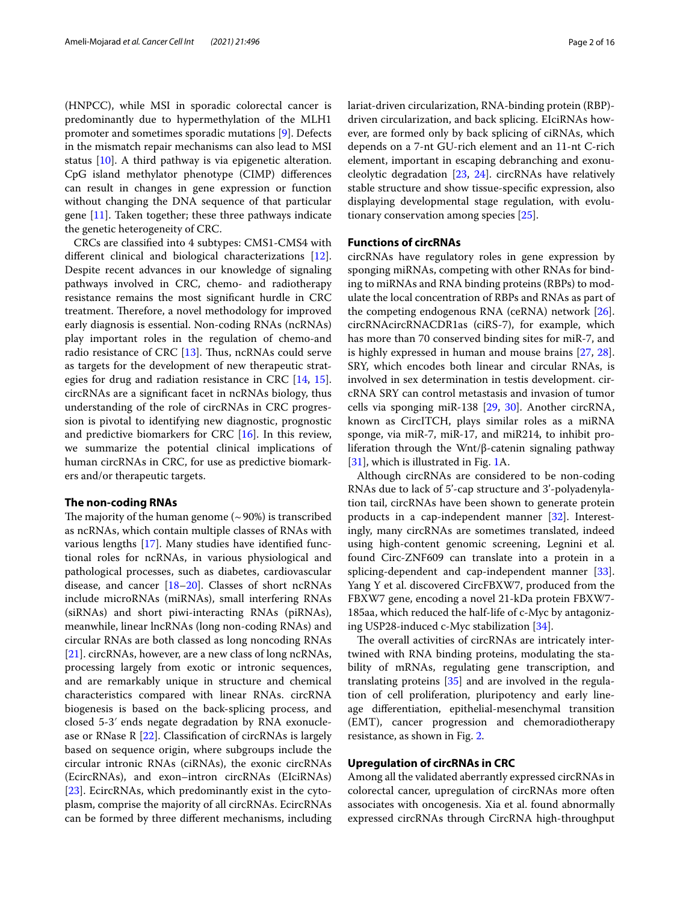(HNPCC), while MSI in sporadic colorectal cancer is predominantly due to hypermethylation of the MLH1 promoter and sometimes sporadic mutations [9]. Defects in the mismatch repair mechanisms can also lead to MSI status [10]. A third pathway is via epigenetic alteration. CpG island methylator phenotype (CIMP) differences can result in changes in gene expression or function without changing the DNA sequence of that particular gene [11]. Taken together; these three pathways indicate the genetic heterogeneity of CRC.

CRCs are classified into 4 subtypes: CMS1-CMS4 with different clinical and biological characterizations [12]. Despite recent advances in our knowledge of signaling pathways involved in CRC, chemo- and radiotherapy resistance remains the most significant hurdle in CRC treatment. Therefore, a novel methodology for improved early diagnosis is essential. Non-coding RNAs (ncRNAs) play important roles in the regulation of chemo-and radio resistance of CRC [13]. Thus, ncRNAs could serve as targets for the development of new therapeutic strategies for drug and radiation resistance in CRC [14, 15]. circRNAs are a significant facet in ncRNAs biology, thus understanding of the role of circRNAs in CRC progression is pivotal to identifying new diagnostic, prognostic and predictive biomarkers for CRC [16]. In this review, we summarize the potential clinical implications of human circRNAs in CRC, for use as predictive biomarkers and/or therapeutic targets.

## The non-coding RNAs

The majority of the human genome (~ 90%) is transcribed as ncRNAs, which contain multiple classes of RNAs with various lengths [17]. Many studies have identified functional roles for ncRNAs, in various physiological and pathological processes, such as diabetes, cardiovascular disease, and cancer [18–20]. Classes of short ncRNAs include microRNAs (miRNAs), small interfering RNAs (siRNAs) and short piwi-interacting RNAs (piRNAs), meanwhile, linear lncRNAs (long non-coding RNAs) and circular RNAs are both classed as long noncoding RNAs [21]. circRNAs, however, are a new class of long ncRNAs, processing largely from exotic or intronic sequences, and are remarkably unique in structure and chemical characteristics compared with linear RNAs. circRNA biogenesis is based on the back-splicing process, and closed 5-3′ ends negate degradation by RNA exonuclease or RNase R [22]. Classification of circRNAs is largely based on sequence origin, where subgroups include the circular intronic RNAs (ciRNAs), the exonic circRNAs (EcircRNAs), and exon–intron circRNAs (EIciRNAs) [23]. EcircRNAs, which predominantly exist in the cytoplasm, comprise the majority of all circRNAs. EcircRNAs can be formed by three different mechanisms, including lariat-driven circularization, RNA-binding protein (RBP)-driven circularization, and back splicing. EIciRNAs however, are formed only by back splicing of ciRNAs, which depends on a 7-nt GU-rich element and an 11-nt C-rich element, important in escaping debranching and exonucleolytic degradation [23, 24]. circRNAs have relatively stable structure and show tissue-specific expression, also displaying developmental stage regulation, with evolutionary conservation among species [25].

## Functions of circRNAs

circRNAs have regulatory roles in gene expression by sponging miRNAs, competing with other RNAs for binding to miRNAs and RNA binding proteins (RBPs) to modulate the local concentration of RBPs and RNAs as part of the competing endogenous RNA (ceRNA) network [26]. circRNAcircRNACDR1as (ciRS-7), for example, which has more than 70 conserved binding sites for miR-7, and is highly expressed in human and mouse brains [27, 28]. SRY, which encodes both linear and circular RNAs, is involved in sex determination in testis development. circRNA SRY can control metastasis and invasion of tumor cells via sponging miR-138 [29, 30]. Another circRNA, known as CircITCH, plays similar roles as a miRNA sponge, via miR-7, miR-17, and miR214, to inhibit proliferation through the Wnt/β-catenin signaling pathway [31], which is illustrated in Fig. 1A.

Although circRNAs are considered to be non-coding RNAs due to lack of 5′-cap structure and 3′-polyadenylation tail, circRNAs have been shown to generate protein products in a cap-independent manner [32]. Interestingly, many circRNAs are sometimes translated, indeed using high-content genomic screening, Legnini et al. found Circ-ZNF609 can translate into a protein in a splicing-dependent and cap-independent manner [33]. Yang Y et al. discovered CircFBXW7, produced from the FBXW7 gene, encoding a novel 21-kDa protein FBXW7-185aa, which reduced the half-life of c-Myc by antagonizing USP28-induced c-Myc stabilization [34].

The overall activities of circRNAs are intricately intertwined with RNA binding proteins, modulating the stability of mRNAs, regulating gene transcription, and translating proteins [35] and are involved in the regulation of cell proliferation, pluripotency and early lineage differentiation, epithelial-mesenchymal transition (EMT), cancer progression and chemoradiotherapy resistance, as shown in Fig. 2.

## Upregulation of circRNAs in CRC

Among all the validated aberrantly expressed circRNAs in colorectal cancer, upregulation of circRNAs more often associates with oncogenesis. Xia et al. found abnormally expressed circRNAs through CircRNA high-throughput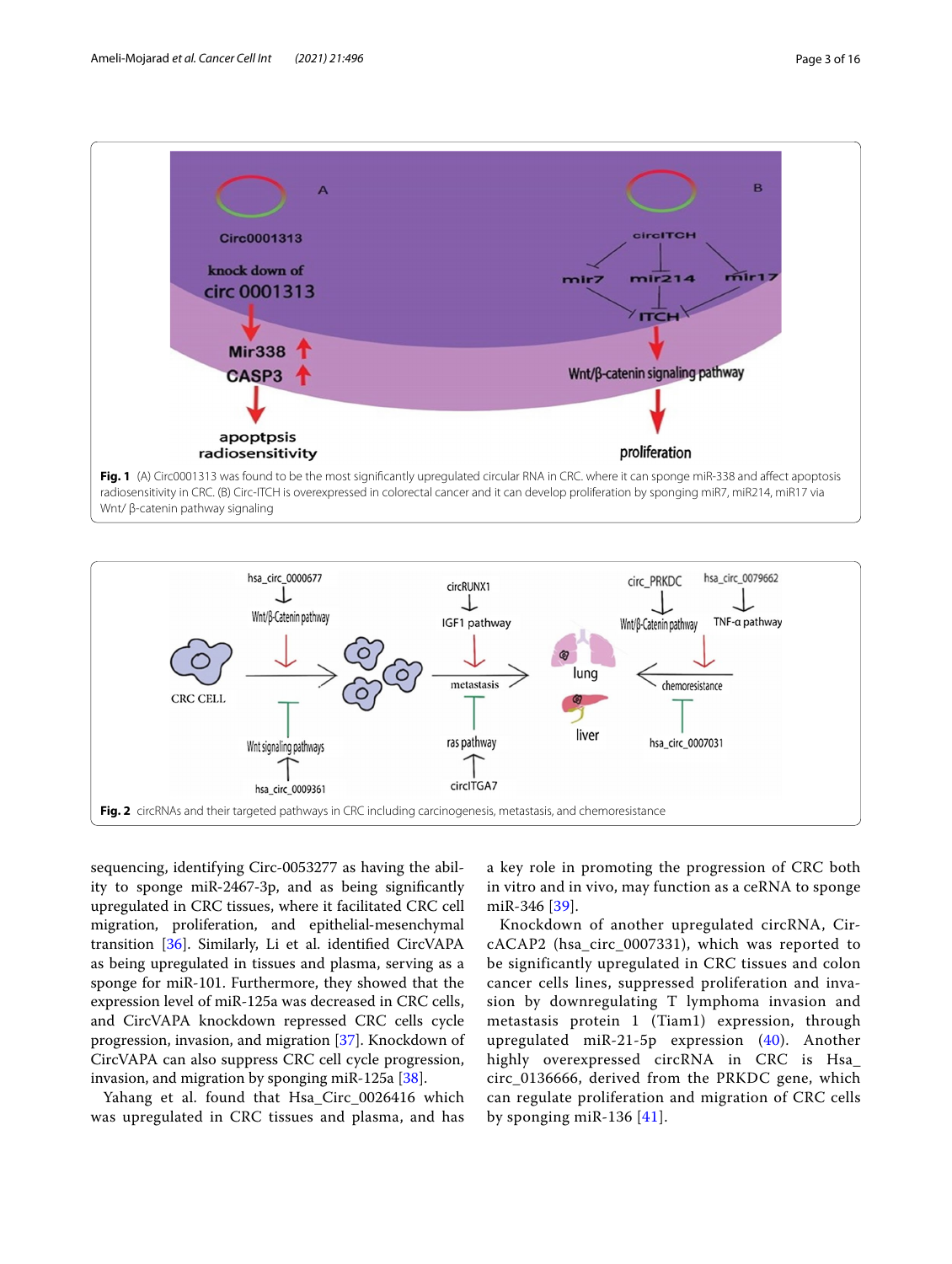**Fig. 1** (A) Circ0001313 was found to be the most significantly upregulated circular RNA in CRC. where it can sponge miR-338 and affect apoptosis radiosensitivity in CRC. (B) Circ-ITCH is overexpressed in colorectal cancer and it can develop proliferation by sponging miR7, miR214, miR17 via Wnt/ β-catenin pathway signaling

**Fig. 2** circRNAs and their targeted pathways in CRC including carcinogenesis, metastasis, and chemoresistance

sequencing, identifying Circ-0053277 as having the ability to sponge miR-2467-3p, and as being significantly upregulated in CRC tissues, where it facilitated CRC cell migration, proliferation, and epithelial-mesenchymal transition [36]. Similarly, Li et al. identified CircVAPA as being upregulated in tissues and plasma, serving as a sponge for miR-101. Furthermore, they showed that the expression level of miR-125a was decreased in CRC cells, and CircVAPA knockdown repressed CRC cells cycle progression, invasion, and migration [37]. Knockdown of CircVAPA can also suppress CRC cell cycle progression, invasion, and migration by sponging miR-125a [38].

Yahang et al. found that Hsa_Circ_0026416 which was upregulated in CRC tissues and plasma, and has a key role in promoting the progression of CRC both in vitro and in vivo, may function as a ceRNA to sponge miR-346 [39].

Knockdown of another upregulated circRNA, CircACAP2 (hsa_circ_0007331), which was reported to be significantly upregulated in CRC tissues and colon cancer cells lines, suppressed proliferation and invasion by downregulating T lymphoma invasion and metastasis protein 1 (Tiam1) expression, through upregulated miR-21-5p expression (40). Another highly overexpressed circRNA in CRC is Hsa_circ_0136666, derived from the PRKDC gene, which can regulate proliferation and migration of CRC cells by sponging miR-136 [41].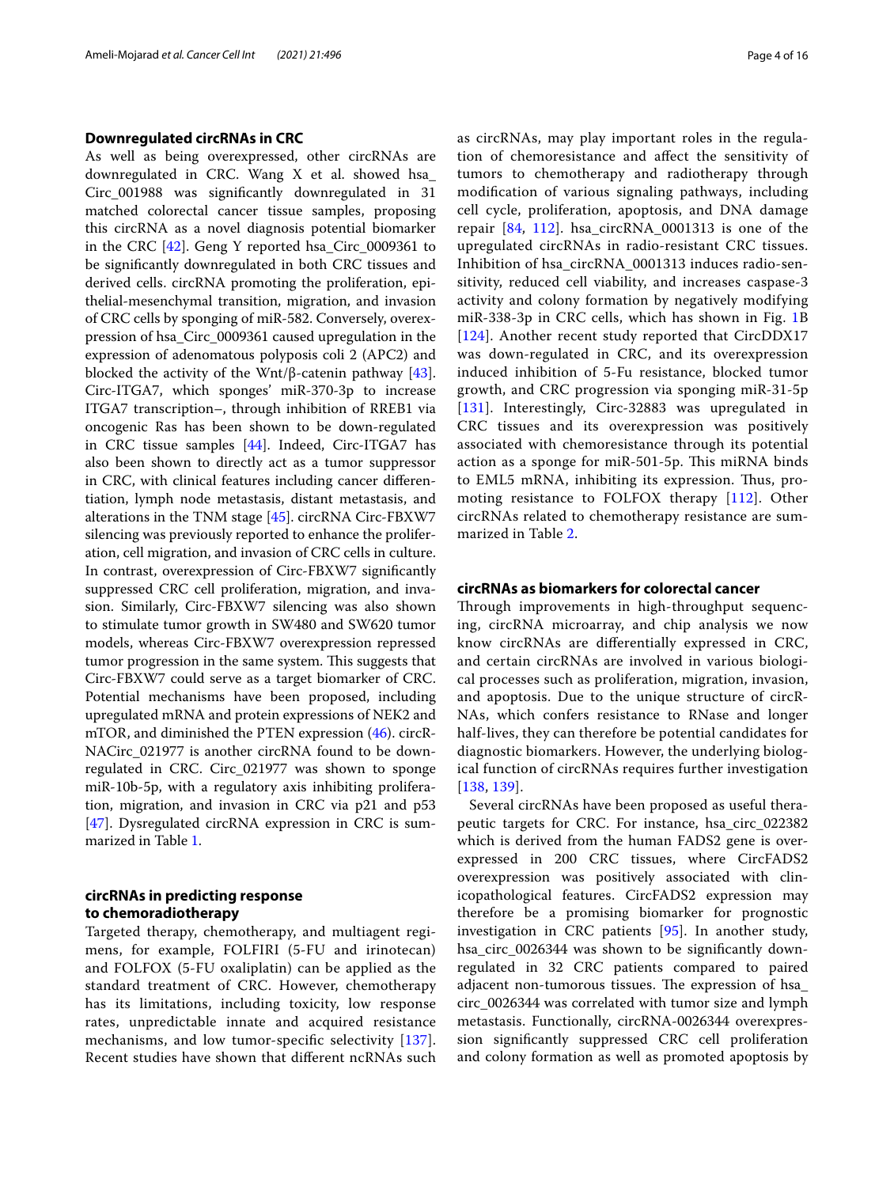## Downregulated circRNAs in CRC

As well as being overexpressed, other circRNAs are downregulated in CRC. Wang X et al. showed hsa_Circ_001988 was significantly downregulated in 31 matched colorectal cancer tissue samples, proposing this circRNA as a novel diagnosis potential biomarker in the CRC [42]. Geng Y reported hsa_Circ_0009361 to be significantly downregulated in both CRC tissues and derived cells. circRNA promoting the proliferation, epithelial-mesenchymal transition, migration, and invasion of CRC cells by sponging of miR-582. Conversely, overexpression of hsa_Circ_0009361 caused upregulation in the expression of adenomatous polyposis coli 2 (APC2) and blocked the activity of the Wnt/β-catenin pathway [43]. Circ-ITGA7, which sponges' miR-370-3p to increase ITGA7 transcription–, through inhibition of RREB1 via oncogenic Ras has been shown to be down-regulated in CRC tissue samples [44]. Indeed, Circ-ITGA7 has also been shown to directly act as a tumor suppressor in CRC, with clinical features including cancer differentiation, lymph node metastasis, distant metastasis, and alterations in the TNM stage [45]. circRNA Circ-FBXW7 silencing was previously reported to enhance the proliferation, cell migration, and invasion of CRC cells in culture. In contrast, overexpression of Circ-FBXW7 significantly suppressed CRC cell proliferation, migration, and invasion. Similarly, Circ-FBXW7 silencing was also shown to stimulate tumor growth in SW480 and SW620 tumor models, whereas Circ-FBXW7 overexpression repressed tumor progression in the same system. This suggests that Circ-FBXW7 could serve as a target biomarker of CRC. Potential mechanisms have been proposed, including upregulated mRNA and protein expressions of NEK2 and mTOR, and diminished the PTEN expression (46). circRNACirc_021977 is another circRNA found to be downregulated in CRC. Circ_021977 was shown to sponge miR-10b-5p, with a regulatory axis inhibiting proliferation, migration, and invasion in CRC via p21 and p53 [47]. Dysregulated circRNA expression in CRC is summarized in Table 1.

## circRNAs in predicting response to chemoradiotherapy

Targeted therapy, chemotherapy, and multiagent regimens, for example, FOLFIRI (5-FU and irinotecan) and FOLFOX (5-FU oxaliplatin) can be applied as the standard treatment of CRC. However, chemotherapy has its limitations, including toxicity, low response rates, unpredictable innate and acquired resistance mechanisms, and low tumor-specific selectivity [137]. Recent studies have shown that different ncRNAs such as circRNAs, may play important roles in the regulation of chemoresistance and affect the sensitivity of tumors to chemotherapy and radiotherapy through modification of various signaling pathways, including cell cycle, proliferation, apoptosis, and DNA damage repair [84, 112]. hsa_circRNA_0001313 is one of the upregulated circRNAs in radio-resistant CRC tissues. Inhibition of hsa_circRNA_0001313 induces radio-sensitivity, reduced cell viability, and increases caspase-3 activity and colony formation by negatively modifying miR-338-3p in CRC cells, which has shown in Fig. 1B [124]. Another recent study reported that CircDDX17 was down-regulated in CRC, and its overexpression induced inhibition of 5-Fu resistance, blocked tumor growth, and CRC progression via sponging miR-31-5p [131]. Interestingly, Circ-32883 was upregulated in CRC tissues and its overexpression was positively associated with chemoresistance through its potential action as a sponge for miR-501-5p. This miRNA binds to EML5 mRNA, inhibiting its expression. Thus, promoting resistance to FOLFOX therapy [112]. Other circRNAs related to chemotherapy resistance are summarized in Table 2.

## circRNAs as biomarkers for colorectal cancer

Through improvements in high-throughput sequencing, circRNA microarray, and chip analysis we now know circRNAs are differentially expressed in CRC, and certain circRNAs are involved in various biological processes such as proliferation, migration, invasion, and apoptosis. Due to the unique structure of circRNAs, which confers resistance to RNase and longer half-lives, they can therefore be potential candidates for diagnostic biomarkers. However, the underlying biological function of circRNAs requires further investigation [138, 139].

Several circRNAs have been proposed as useful therapeutic targets for CRC. For instance, hsa_circ_022382 which is derived from the human FADS2 gene is overexpressed in 200 CRC tissues, where CircFADS2 overexpression was positively associated with clinicopathological features. CircFADS2 expression may therefore be a promising biomarker for prognostic investigation in CRC patients [95]. In another study, hsa_circ_0026344 was shown to be significantly downregulated in 32 CRC patients compared to paired adjacent non-tumorous tissues. The expression of hsa_circ_0026344 was correlated with tumor size and lymph metastasis. Functionally, circRNA-0026344 overexpression significantly suppressed CRC cell proliferation and colony formation as well as promoted apoptosis by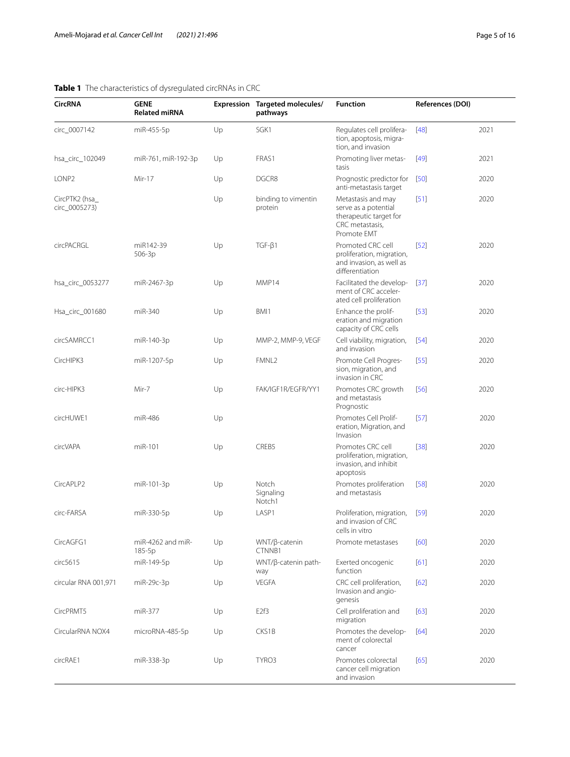**Table 1** The characteristics of dysregulated circRNAs in CRC

| CircRNA | GENE Related miRNA | Expression | Targeted molecules/ pathways | Function | References (DOI) | |
|---|---|---|---|---|---|---|
| circ_0007142 | miR-455-5p | Up | SGK1 | Regulates cell proliferation, apoptosis, migration, and invasion | [48] | 2021 |
| hsa_circ_102049 | miR-761, miR-192-3p | Up | FRAS1 | Promoting liver metastasis | [49] | 2021 |
| LONP2 | Mir-17 | Up | DGCR8 | Prognostic predictor for anti-metastasis target | [50] | 2020 |
| CircPTK2 (hsa_circ_0005273) | | Up | binding to vimentin protein | Metastasis and may serve as a potential therapeutic target for CRC metastasis, Promote EMT | [51] | 2020 |
| circPACRGL | miR142-39 506-3p | Up | TGF-β1 | Promoted CRC cell proliferation, migration, and invasion, as well as differentiation | [52] | 2020 |
| hsa_circ_0053277 | miR-2467-3p | Up | MMP14 | Facilitated the development of CRC accelerated cell proliferation | [37] | 2020 |
| Hsa_circ_001680 | miR-340 | Up | BMI1 | Enhance the proliferation and migration capacity of CRC cells | [53] | 2020 |
| circSAMRCC1 | miR-140-3p | Up | MMP-2, MMP-9, VEGF | Cell viability, migration, and invasion | [54] | 2020 |
| CircHIPK3 | miR-1207-5p | Up | FMNL2 | Promote Cell Progression, migration, and invasion in CRC | [55] | 2020 |
| circ-HIPK3 | Mir-7 | Up | FAK/IGF1R/EGFR/YY1 | Promotes CRC growth and metastasis Prognostic | [56] | 2020 |
| circHUWE1 | miR-486 | Up | | Promotes Cell Proliferation, Migration, and Invasion | [57] | 2020 |
| circVAPA | miR-101 | Up | CREB5 | Promotes CRC cell proliferation, migration, invasion, and inhibit apoptosis | [38] | 2020 |
| CircAPLP2 | miR-101-3p | Up | Notch Signaling Notch1 | Promotes proliferation and metastasis | [58] | 2020 |
| circ-FARSA | miR-330-5p | Up | LASP1 | Proliferation, migration, and invasion of CRC cells in vitro | [59] | 2020 |
| CircAGFG1 | miR-4262 and miR-185-5p | Up | WNT/β-catenin CTNNB1 | Promote metastases | [60] | 2020 |
| circ5615 | miR-149-5p | Up | WNT/β-catenin pathway | Exerted oncogenic function | [61] | 2020 |
| circular RNA 001,971 | miR-29c-3p | Up | VEGFA | CRC cell proliferation, Invasion and angiogenesis | [62] | 2020 |
| CircPRMT5 | miR-377 | Up | E2f3 | Cell proliferation and migration | [63] | 2020 |
| CircularRNA NOX4 | microRNA-485-5p | Up | CKS1B | Promotes the development of colorectal cancer | [64] | 2020 |
| circRAE1 | miR-338-3p | Up | TYRO3 | Promotes colorectal cancer cell migration and invasion | [65] | 2020 |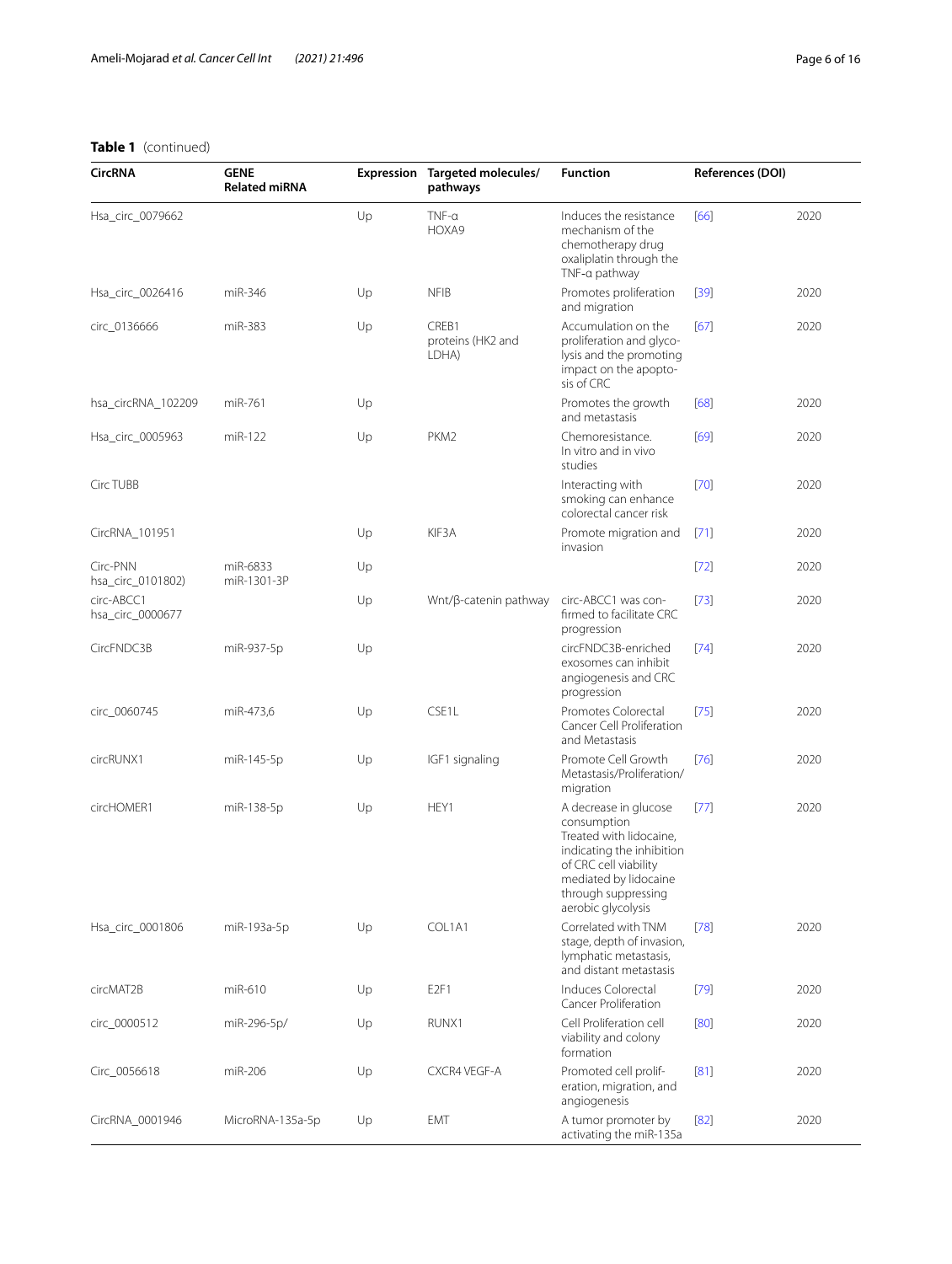**Table 1** (continued)

| CircRNA | GENE Related miRNA | Expression | Targeted molecules/ pathways | Function | References (DOI) | |
|---|---|---|---|---|---|---|
| Hsa_circ_0079662 | | Up | TNF-α HOXA9 | Induces the resistance mechanism of the chemotherapy drug oxaliplatin through the TNF-α pathway | [66] | 2020 |
| Hsa_circ_0026416 | miR-346 | Up | NFIB | Promotes proliferation and migration | [39] | 2020 |
| circ_0136666 | miR-383 | Up | CREB1 proteins (HK2 and LDHA) | Accumulation on the proliferation and glycolysis and the promoting impact on the apoptosis of CRC | [67] | 2020 |
| hsa_circRNA_102209 | miR-761 | Up | | Promotes the growth and metastasis | [68] | 2020 |
| Hsa_circ_0005963 | miR-122 | Up | PKM2 | Chemoresistance. In vitro and in vivo studies | [69] | 2020 |
| Circ TUBB | | | | Interacting with smoking can enhance colorectal cancer risk | [70] | 2020 |
| CircRNA_101951 | | Up | KIF3A | Promote migration and invasion | [71] | 2020 |
| Circ-PNN hsa_circ_0101802) | miR-6833 miR-1301-3P | Up | | | [72] | 2020 |
| circ-ABCC1 hsa_circ_0000677 | | Up | Wnt/β-catenin pathway | circ-ABCC1 was confirmed to facilitate CRC progression | [73] | 2020 |
| CircFNDC3B | miR-937-5p | Up | | circFNDC3B-enriched exosomes can inhibit angiogenesis and CRC progression | [74] | 2020 |
| circ_0060745 | miR-473,6 | Up | CSE1L | Promotes Colorectal Cancer Cell Proliferation and Metastasis | [75] | 2020 |
| circRUNX1 | miR-145-5p | Up | IGF1 signaling | Promote Cell Growth Metastasis/Proliferation/migration | [76] | 2020 |
| circHOMER1 | miR-138-5p | Up | HEY1 | A decrease in glucose consumption Treated with lidocaine, indicating the inhibition of CRC cell viability mediated by lidocaine through suppressing aerobic glycolysis | [77] | 2020 |
| Hsa_circ_0001806 | miR-193a-5p | Up | COL1A1 | Correlated with TNM stage, depth of invasion, lymphatic metastasis, and distant metastasis | [78] | 2020 |
| circMAT2B | miR-610 | Up | E2F1 | Induces Colorectal Cancer Proliferation | [79] | 2020 |
| circ_0000512 | miR-296-5p/ | Up | RUNX1 | Cell Proliferation cell viability and colony formation | [80] | 2020 |
| Circ_0056618 | miR-206 | Up | CXCR4 VEGF-A | Promoted cell proliferation, migration, and angiogenesis | [81] | 2020 |
| CircRNA_0001946 | MicroRNA-135a-5p | Up | EMT | A tumor promoter by activating the miR-135a | [82] | 2020 |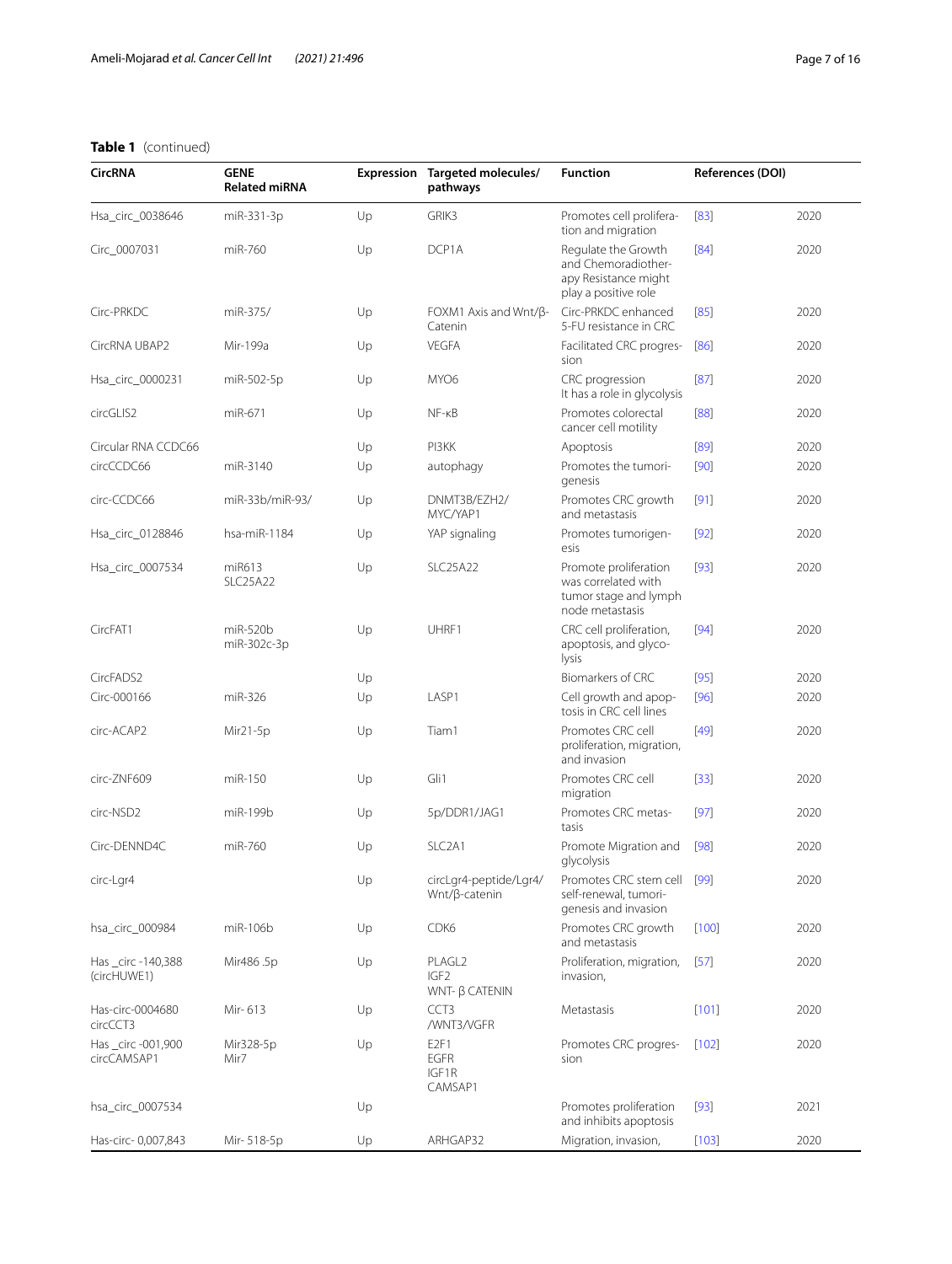**Table 1** (continued)

| CircRNA | GENE Related miRNA | Expression | Targeted molecules/ pathways | Function | References (DOI) | |
|---|---|---|---|---|---|---|
| Hsa_circ_0038646 | miR-331-3p | Up | GRIK3 | Promotes cell proliferation and migration | [83] | 2020 |
| Circ_0007031 | miR-760 | Up | DCP1A | Regulate the Growth and Chemoradiotherapy Resistance might play a positive role | [84] | 2020 |
| Circ-PRKDC | miR-375/ | Up | FOXM1 Axis and Wnt/β-Catenin | Circ-PRKDC enhanced 5-FU resistance in CRC | [85] | 2020 |
| CircRNA UBAP2 | Mir-199a | Up | VEGFA | Facilitated CRC progression | [86] | 2020 |
| Hsa_circ_0000231 | miR-502-5p | Up | MYO6 | CRC progression It has a role in glycolysis | [87] | 2020 |
| circGLIS2 | miR-671 | Up | NF-κB | Promotes colorectal cancer cell motility | [88] | 2020 |
| Circular RNA CCDC66 | | Up | PI3KK | Apoptosis | [89] | 2020 |
| circCCDC66 | miR-3140 | Up | autophagy | Promotes the tumorigenesis | [90] | 2020 |
| circ-CCDC66 | miR-33b/miR-93/ | Up | DNMT3B/EZH2/ MYC/YAP1 | Promotes CRC growth and metastasis | [91] | 2020 |
| Hsa_circ_0128846 | hsa-miR-1184 | Up | YAP signaling | Promotes tumorigenesis | [92] | 2020 |
| Hsa_circ_0007534 | miR613 SLC25A22 | Up | SLC25A22 | Promote proliferation was correlated with tumor stage and lymph node metastasis | [93] | 2020 |
| CircFAT1 | miR-520b miR-302c-3p | Up | UHRF1 | CRC cell proliferation, apoptosis, and glycolysis | [94] | 2020 |
| CircFADS2 | | Up | | Biomarkers of CRC | [95] | 2020 |
| Circ-000166 | miR-326 | Up | LASP1 | Cell growth and apoptosis in CRC cell lines | [96] | 2020 |
| circ-ACAP2 | Mir21-5p | Up | Tiam1 | Promotes CRC cell proliferation, migration, and invasion | [49] | 2020 |
| circ-ZNF609 | miR-150 | Up | Gli1 | Promotes CRC cell migration | [33] | 2020 |
| circ-NSD2 | miR-199b | Up | 5p/DDR1/JAG1 | Promotes CRC metastasis | [97] | 2020 |
| Circ-DENND4C | miR-760 | Up | SLC2A1 | Promote Migration and glycolysis | [98] | 2020 |
| circ-Lgr4 | | Up | circLgr4-peptide/Lgr4/ Wnt/β-catenin | Promotes CRC stem cell self-renewal, tumorigenesis and invasion | [99] | 2020 |
| hsa_circ_000984 | miR-106b | Up | CDK6 | Promotes CRC growth and metastasis | [100] | 2020 |
| Has _circ -140,388 (circHUWE1) | Mir486 .5p | Up | PLAGL2 IGF2 WNT- β CATENIN | Proliferation, migration, invasion, | [57] | 2020 |
| Has-circ-0004680 circCCT3 | Mir- 613 | Up | CCT3 /WNT3/VGFR | Metastasis | [101] | 2020 |
| Has _circ -001,900 circCAMSAP1 | Mir328-5p Mir7 | Up | E2F1 EGFR IGF1R CAMSAP1 | Promotes CRC progression | [102] | 2020 |
| hsa_circ_0007534 | | Up | | Promotes proliferation and inhibits apoptosis | [93] | 2021 |
| Has-circ- 0,007,843 | Mir- 518-5p | Up | ARHGAP32 | Migration, invasion, | [103] | 2020 |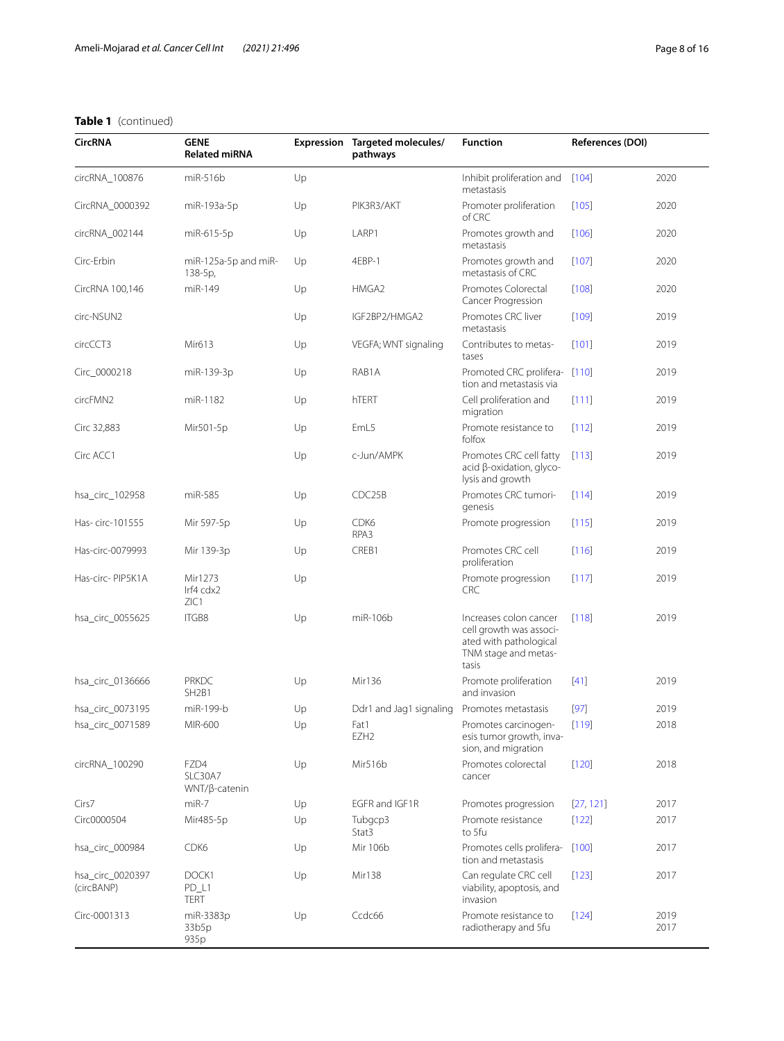**Table 1** (continued)

| CircRNA | GENE Related miRNA | Expression | Targeted molecules/ pathways | Function | References (DOI) | |
|---|---|---|---|---|---|---|
| circRNA_100876 | miR-516b | Up | | Inhibit proliferation and metastasis | [104] | 2020 |
| CircRNA_0000392 | miR-193a-5p | Up | PIK3R3/AKT | Promoter proliferation of CRC | [105] | 2020 |
| circRNA_002144 | miR-615-5p | Up | LARP1 | Promotes growth and metastasis | [106] | 2020 |
| Circ-Erbin | miR-125a-5p and miR-138-5p, | Up | 4EBP-1 | Promotes growth and metastasis of CRC | [107] | 2020 |
| CircRNA 100,146 | miR-149 | Up | HMGA2 | Promotes Colorectal Cancer Progression | [108] | 2020 |
| circ-NSUN2 | | Up | IGF2BP2/HMGA2 | Promotes CRC liver metastasis | [109] | 2019 |
| circCCT3 | Mir613 | Up | VEGFA; WNT signaling | Contributes to metastases | [101] | 2019 |
| Circ_0000218 | miR-139-3p | Up | RAB1A | Promoted CRC proliferation and metastasis via | [110] | 2019 |
| circFMN2 | miR-1182 | Up | hTERT | Cell proliferation and migration | [111] | 2019 |
| Circ 32,883 | Mir501-5p | Up | EmL5 | Promote resistance to folfox | [112] | 2019 |
| Circ ACC1 | | Up | c-Jun/AMPK | Promotes CRC cell fatty acid β-oxidation, glycolysis and growth | [113] | 2019 |
| hsa_circ_102958 | miR-585 | Up | CDC25B | Promotes CRC tumorigenesis | [114] | 2019 |
| Has- circ-101555 | Mir 597-5p | Up | CDK6 RPA3 | Promote progression | [115] | 2019 |
| Has-circ-0079993 | Mir 139-3p | Up | CREB1 | Promotes CRC cell proliferation | [116] | 2019 |
| Has-circ- PIP5K1A | Mir1273 Irf4 cdx2 ZIC1 | Up | | Promote progression CRC | [117] | 2019 |
| hsa_circ_0055625 | ITGB8 | Up | miR-106b | Increases colon cancer cell growth was associated with pathological TNM stage and metastasis | [118] | 2019 |
| hsa_circ_0136666 | PRKDC SH2B1 | Up | Mir136 | Promote proliferation and invasion | [41] | 2019 |
| hsa_circ_0073195 | miR-199-b | Up | Ddr1 and Jag1 signaling | Promotes metastasis | [97] | 2019 |
| hsa_circ_0071589 | MIR-600 | Up | Fat1 EZH2 | Promotes carcinogenesis tumor growth, invasion, and migration | [119] | 2018 |
| circRNA_100290 | FZD4 SLC30A7 WNT/β-catenin | Up | Mir516b | Promotes colorectal cancer | [120] | 2018 |
| Cirs7 | miR-7 | Up | EGFR and IGF1R | Promotes progression | [27, 121] | 2017 |
| Circ0000504 | Mir485-5p | Up | Tubgcp3 Stat3 | Promote resistance to 5fu | [122] | 2017 |
| hsa_circ_000984 | CDK6 | Up | Mir 106b | Promotes cells proliferation and metastasis | [100] | 2017 |
| hsa_circ_0020397 (circBANP) | DOCK1 PD_L1 TERT | Up | Mir138 | Can regulate CRC cell viability, apoptosis, and invasion | [123] | 2017 |
| Circ-0001313 | miR-3383p 33b5p 935p | Up | Ccdc66 | Promote resistance to radiotherapy and 5fu | [124] | 2019 2017 |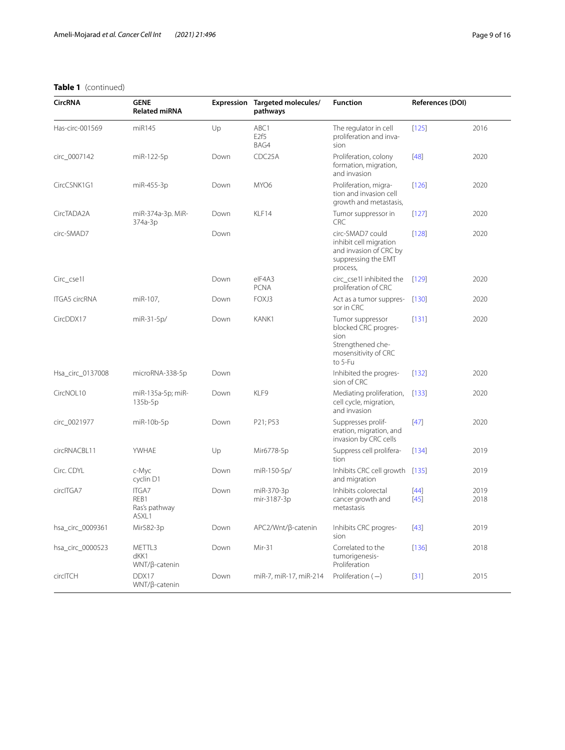**Table 1** (continued)

| CircRNA | GENE Related miRNA | Expression | Targeted molecules/ pathways | Function | References (DOI) | |
|---|---|---|---|---|---|---|
| Has-circ-001569 | miR145 | Up | ABC1 E2f5 BAG4 | The regulator in cell proliferation and invasion | [125] | 2016 |
| circ_0007142 | miR-122-5p | Down | CDC25A | Proliferation, colony formation, migration, and invasion | [48] | 2020 |
| CircCSNK1G1 | miR-455-3p | Down | MYO6 | Proliferation, migration and invasion cell growth and metastasis, | [126] | 2020 |
| CircTADA2A | miR-374a-3p. MiR-374a-3p | Down | KLF14 | Tumor suppressor in CRC | [127] | 2020 |
| circ-SMAD7 | | Down | | circ-SMAD7 could inhibit cell migration and invasion of CRC by suppressing the EMT process, | [128] | 2020 |
| Circ_cse1l | | Down | eIF4A3 PCNA | circ_cse1l inhibited the proliferation of CRC | [129] | 2020 |
| ITGA5 circRNA | miR-107, | Down | FOXJ3 | Act as a tumor suppressor in CRC | [130] | 2020 |
| CircDDX17 | miR-31-5p/ | Down | KANK1 | Tumor suppressor blocked CRC progression Strengthened chemosensitivity of CRC to 5-Fu | [131] | 2020 |
| Hsa_circ_0137008 | microRNA-338-5p | Down | | Inhibited the progression of CRC | [132] | 2020 |
| CircNOL10 | miR-135a-5p; miR-135b-5p | Down | KLF9 | Mediating proliferation, cell cycle, migration, and invasion | [133] | 2020 |
| circ_0021977 | miR-10b-5p | Down | P21; P53 | Suppresses proliferation, migration, and invasion by CRC cells | [47] | 2020 |
| circRNACBL11 | YWHAE | Up | Mir6778-5p | Suppress cell proliferation | [134] | 2019 |
| Circ. CDYL | c-Myc cyclin D1 | Down | miR-150-5p/ | Inhibits CRC cell growth and migration | [135] | 2019 |
| circITGA7 | ITGA7 REB1 Ras's pathway ASXL1 | Down | miR-370-3p mir-3187-3p | Inhibits colorectal cancer growth and metastasis | [44] [45] | 2019 2018 |
| hsa_circ_0009361 | Mir582-3p | Down | APC2/Wnt/β-catenin | Inhibits CRC progression | [43] | 2019 |
| hsa_circ_0000523 | METTL3 dKK1 WNT/β-catenin | Down | Mir-31 | Correlated to the tumorigenesis-Proliferation | [136] | 2018 |
| circITCH | DDX17 WNT/β-catenin | Down | miR-7, miR-17, miR-214 | Proliferation (−) | [31] | 2015 |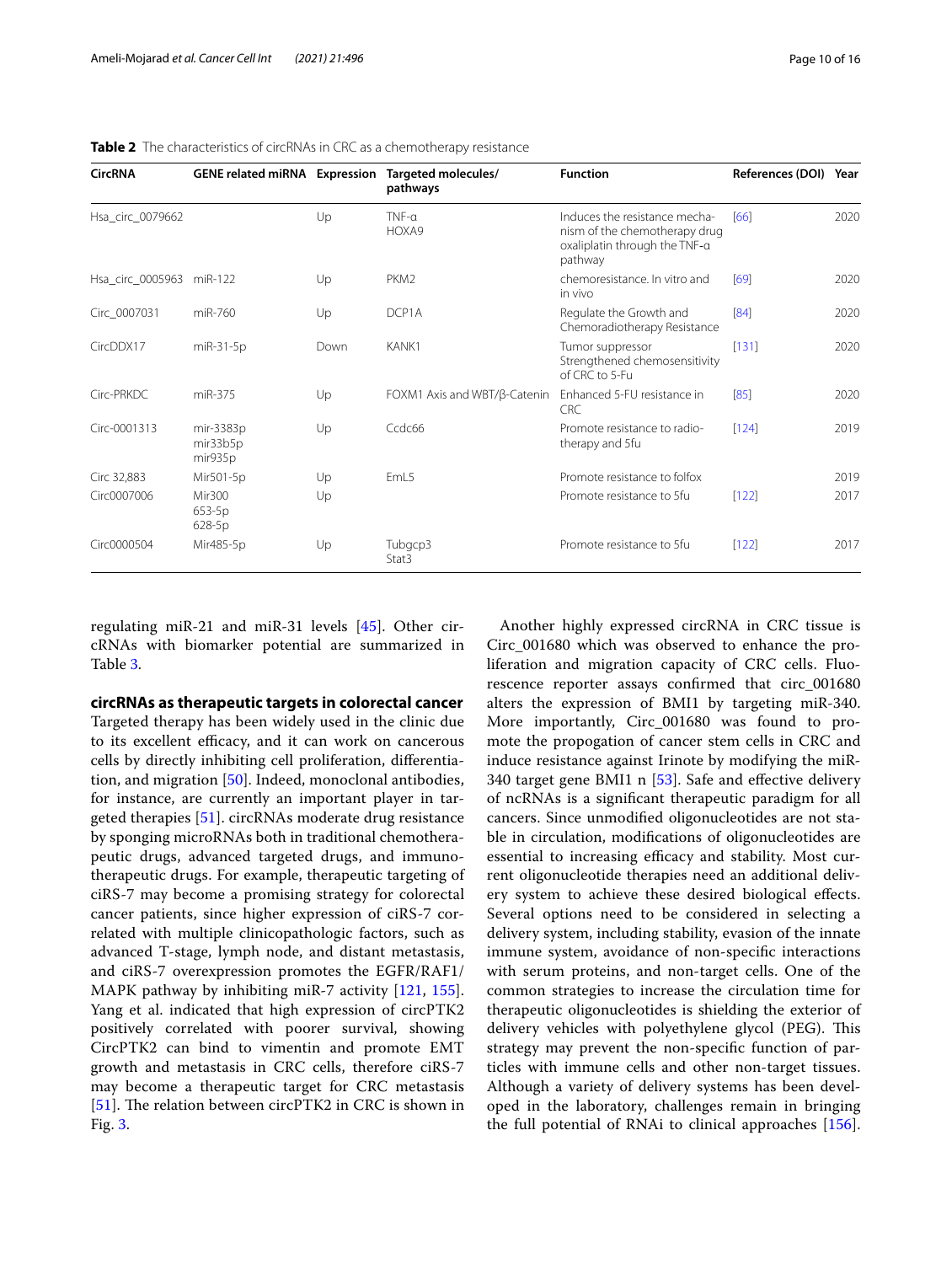**Table 2** The characteristics of circRNAs in CRC as a chemotherapy resistance

| CircRNA | GENE related miRNA | Expression | Targeted molecules/ pathways | Function | References (DOI) | Year |
|---|---|---|---|---|---|---|
| Hsa_circ_0079662 | | Up | TNF-α HOXA9 | Induces the resistance mechanism of the chemotherapy drug oxaliplatin through the TNF-α pathway | [66] | 2020 |
| Hsa_circ_0005963 | miR-122 | Up | PKM2 | chemoresistance. In vitro and in vivo | [69] | 2020 |
| Circ_0007031 | miR-760 | Up | DCP1A | Regulate the Growth and Chemoradiotherapy Resistance | [84] | 2020 |
| CircDDX17 | miR-31-5p | Down | KANK1 | Tumor suppressor Strengthened chemosensitivity of CRC to 5-Fu | [131] | 2020 |
| Circ-PRKDC | miR-375 | Up | FOXM1 Axis and WBT/β-Catenin | Enhanced 5-FU resistance in CRC | [85] | 2020 |
| Circ-0001313 | mir-3383p mir33b5p mir935p | Up | Ccdc66 | Promote resistance to radiotherapy and 5fu | [124] | 2019 |
| Circ 32,883 | Mir501-5p | Up | EmL5 | Promote resistance to folfox | | 2019 |
| Circ0007006 | Mir300 653-5p 628-5p | Up | | Promote resistance to 5fu | [122] | 2017 |
| Circ0000504 | Mir485-5p | Up | Tubgcp3 Stat3 | Promote resistance to 5fu | [122] | 2017 |

regulating miR-21 and miR-31 levels [45]. Other circRNAs with biomarker potential are summarized in Table 3.

## circRNAs as therapeutic targets in colorectal cancer

Targeted therapy has been widely used in the clinic due to its excellent efficacy, and it can work on cancerous cells by directly inhibiting cell proliferation, differentiation, and migration [50]. Indeed, monoclonal antibodies, for instance, are currently an important player in targeted therapies [51]. circRNAs moderate drug resistance by sponging microRNAs both in traditional chemotherapeutic drugs, advanced targeted drugs, and immunotherapeutic drugs. For example, therapeutic targeting of ciRS-7 may become a promising strategy for colorectal cancer patients, since higher expression of ciRS-7 correlated with multiple clinicopathologic factors, such as advanced T-stage, lymph node, and distant metastasis, and ciRS-7 overexpression promotes the EGFR/RAF1/MAPK pathway by inhibiting miR-7 activity [121, 155]. Yang et al. indicated that high expression of circPTK2 positively correlated with poorer survival, showing CircPTK2 can bind to vimentin and promote EMT growth and metastasis in CRC cells, therefore ciRS-7 may become a therapeutic target for CRC metastasis [51]. The relation between circPTK2 in CRC is shown in Fig. 3.

Another highly expressed circRNA in CRC tissue is Circ_001680 which was observed to enhance the proliferation and migration capacity of CRC cells. Fluorescence reporter assays confirmed that circ_001680 alters the expression of BMI1 by targeting miR-340. More importantly, Circ_001680 was found to promote the propogation of cancer stem cells in CRC and induce resistance against Irinote by modifying the miR-340 target gene BMI1 n [53]. Safe and effective delivery of ncRNAs is a significant therapeutic paradigm for all cancers. Since unmodified oligonucleotides are not stable in circulation, modifications of oligonucleotides are essential to increasing efficacy and stability. Most current oligonucleotide therapies need an additional delivery system to achieve these desired biological effects. Several options need to be considered in selecting a delivery system, including stability, evasion of the innate immune system, avoidance of non-specific interactions with serum proteins, and non-target cells. One of the common strategies to increase the circulation time for therapeutic oligonucleotides is shielding the exterior of delivery vehicles with polyethylene glycol (PEG). This strategy may prevent the non-specific function of particles with immune cells and other non-target tissues. Although a variety of delivery systems has been developed in the laboratory, challenges remain in bringing the full potential of RNAi to clinical approaches [156].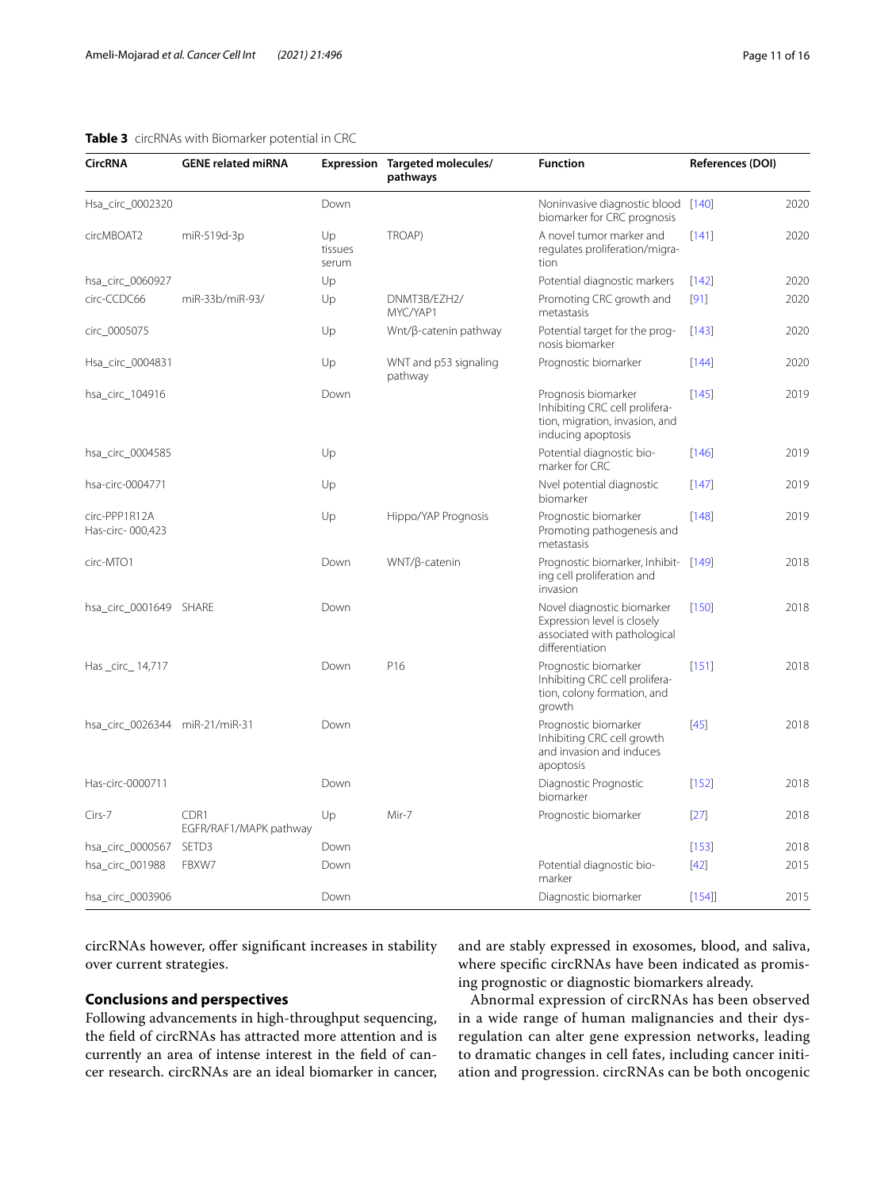**Table 3** circRNAs with Biomarker potential in CRC

| CircRNA | GENE related miRNA | Expression | Targeted molecules/ pathways | Function | References (DOI) | |
|---|---|---|---|---|---|---|
| Hsa_circ_0002320 | | Down | | Noninvasive diagnostic blood biomarker for CRC prognosis | [140] | 2020 |
| circMBOAT2 | miR-519d-3p | Up tissues serum | TROAP) | A novel tumor marker and regulates proliferation/migration | [141] | 2020 |
| hsa_circ_0060927 | | Up | | Potential diagnostic markers | [142] | 2020 |
| circ-CCDC66 | miR-33b/miR-93/ | Up | DNMT3B/EZH2/ MYC/YAP1 | Promoting CRC growth and metastasis | [91] | 2020 |
| circ_0005075 | | Up | Wnt/β-catenin pathway | Potential target for the prognosis biomarker | [143] | 2020 |
| Hsa_circ_0004831 | | Up | WNT and p53 signaling pathway | Prognostic biomarker | [144] | 2020 |
| hsa_circ_104916 | | Down | | Prognosis biomarker Inhibiting CRC cell proliferation, migration, invasion, and inducing apoptosis | [145] | 2019 |
| hsa_circ_0004585 | | Up | | Potential diagnostic biomarker for CRC | [146] | 2019 |
| hsa-circ-0004771 | | Up | | Nvel potential diagnostic biomarker | [147] | 2019 |
| circ-PPP1R12A Has-circ- 000,423 | | Up | Hippo/YAP Prognosis | Prognostic biomarker Promoting pathogenesis and metastasis | [148] | 2019 |
| circ-MTO1 | | Down | WNT/β-catenin | Prognostic biomarker, Inhibiting cell proliferation and invasion | [149] | 2018 |
| hsa_circ_0001649 | SHARE | Down | | Novel diagnostic biomarker Expression level is closely associated with pathological differentiation | [150] | 2018 |
| Has _circ_ 14,717 | | Down | P16 | Prognostic biomarker Inhibiting CRC cell proliferation, colony formation, and growth | [151] | 2018 |
| hsa_circ_0026344 | miR-21/miR-31 | Down | | Prognostic biomarker Inhibiting CRC cell growth and invasion and induces apoptosis | [45] | 2018 |
| Has-circ-0000711 | | Down | | Diagnostic Prognostic biomarker | [152] | 2018 |
| Cirs-7 | CDR1 EGFR/RAF1/MAPK pathway | Up | Mir-7 | Prognostic biomarker | [27] | 2018 |
| hsa_circ_0000567 | SETD3 | Down | | | [153] | 2018 |
| hsa_circ_001988 | FBXW7 | Down | | Potential diagnostic biomarker | [42] | 2015 |
| hsa_circ_0003906 | | Down | | Diagnostic biomarker | [154]] | 2015 |

circRNAs however, offer significant increases in stability over current strategies.

## Conclusions and perspectives

Following advancements in high-throughput sequencing, the field of circRNAs has attracted more attention and is currently an area of intense interest in the field of cancer research. circRNAs are an ideal biomarker in cancer, and are stably expressed in exosomes, blood, and saliva, where specific circRNAs have been indicated as promising prognostic or diagnostic biomarkers already.

Abnormal expression of circRNAs has been observed in a wide range of human malignancies and their dysregulation can alter gene expression networks, leading to dramatic changes in cell fates, including cancer initiation and progression. circRNAs can be both oncogenic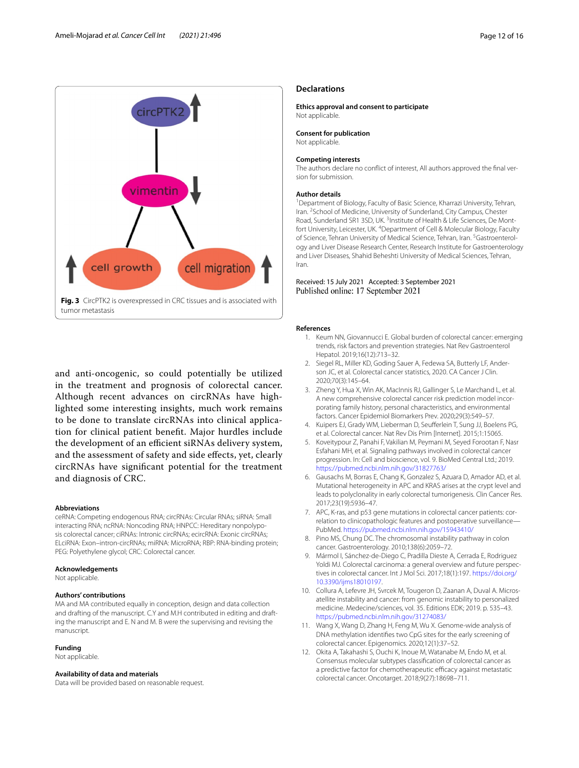Fig. 3 CircPTK2 is overexpressed in CRC tissues and is associated with tumor metastasis

and anti-oncogenic, so could potentially be utilized in the treatment and prognosis of colorectal cancer. Although recent advances on circRNAs have highlighted some interesting insights, much work remains to be done to translate circRNAs into clinical application for clinical patient benefit. Major hurdles include the development of an efficient siRNAs delivery system, and the assessment of safety and side effects, yet, clearly circRNAs have significant potential for the treatment and diagnosis of CRC.

### Abbreviations

ceRNA: Competing endogenous RNA; circRNAs: Circular RNAs; siRNA: Small interacting RNA; ncRNA: Noncoding RNA; HNPCC: Hereditary nonpolyposis colorectal cancer; ciRNAs: Intronic circRNAs; ecircRNA: Exonic circRNAs; ELciRNA: Exon–intron-circRNAs; miRNA: MicroRNA; RBP: RNA-binding protein; PEG: Polyethylene glycol; CRC: Colorectal cancer.

### Acknowledgements

Not applicable.

### Authors' contributions

MA and MA contributed equally in conception, design and data collection and drafting of the manuscript. C.Y and M.H contributed in editing and drafting the manuscript and E. N and M. B were the supervising and revising the manuscript.

### Funding

Not applicable.

### Availability of data and materials

Data will be provided based on reasonable request.

## Declarations

### Ethics approval and consent to participate

Not applicable.

### Consent for publication

Not applicable.

### Competing interests

The authors declare no conflict of interest, All authors approved the final version for submission.

### Author details

[1]Department of Biology, Faculty of Basic Science, Kharrazi University, Tehran, Iran. [2]School of Medicine, University of Sunderland, City Campus, Chester Road, Sunderland SR1 3SD, UK. [3]Institute of Health & Life Sciences, De Montfort University, Leicester, UK. [4]Department of Cell & Molecular Biology, Faculty of Science, Tehran University of Medical Science, Tehran, Iran. [5]Gastroenterology and Liver Disease Research Center, Research Institute for Gastroenterology and Liver Diseases, Shahid Beheshti University of Medical Sciences, Tehran, Iran.

Received: 15 July 2021 Accepted: 3 September 2021
Published online: 17 September 2021

## References

1. Keum NN, Giovannucci E. Global burden of colorectal cancer: emerging trends, risk factors and prevention strategies. Nat Rev Gastroenterol Hepatol. 2019;16(12):713–32.
2. Siegel RL, Miller KD, Goding Sauer A, Fedewa SA, Butterly LF, Anderson JC, et al. Colorectal cancer statistics, 2020. CA Cancer J Clin. 2020;70(3):145–64.
3. Zheng Y, Hua X, Win AK, MacInnis RJ, Gallinger S, Le Marchand L, et al. A new comprehensive colorectal cancer risk prediction model incorporating family history, personal characteristics, and environmental factors. Cancer Epidemiol Biomarkers Prev. 2020;29(3):549–57.
4. Kuipers EJ, Grady WM, Lieberman D, Seufferlein T, Sung JJ, Boelens PG, et al. Colorectal cancer. Nat Rev Dis Prim [Internet]. 2015;1:15065.
5. Koveitypour Z, Panahi F, Vakilian M, Peymani M, Seyed Forootan F, Nasr Esfahani MH, et al. Signaling pathways involved in colorectal cancer progression. In: Cell and bioscience, vol. 9. BioMed Central Ltd.; 2019. https://pubmed.ncbi.nlm.nih.gov/31827763/
6. Gausachs M, Borras E, Chang K, Gonzalez S, Azuara D, Amador AD, et al. Mutational heterogeneity in APC and KRAS arises at the crypt level and leads to polyclonality in early colorectal tumorigenesis. Clin Cancer Res. 2017;23(19):5936–47.
7. APC, K-ras, and p53 gene mutations in colorectal cancer patients: correlation to clinicopathologic features and postoperative surveillance—PubMed. https://pubmed.ncbi.nlm.nih.gov/15943410/
8. Pino MS, Chung DC. The chromosomal instability pathway in colon cancer. Gastroenterology. 2010;138(6):2059–72.
9. Mármol I, Sánchez-de-Diego C, Pradilla Dieste A, Cerrada E, Rodriguez Yoldi MJ. Colorectal carcinoma: a general overview and future perspectives in colorectal cancer. Int J Mol Sci. 2017;18(1):197. https://doi.org/10.3390/ijms18010197.
10. Collura A, Lefevre JH, Svrcek M, Tougeron D, Zaanan A, Duval A. Microsatellite instability and cancer: from genomic instability to personalized medicine. Medecine/sciences, vol. 35. Editions EDK; 2019. p. 535–43. https://pubmed.ncbi.nlm.nih.gov/31274083/
11. Wang X, Wang D, Zhang H, Feng M, Wu X. Genome-wide analysis of DNA methylation identifies two CpG sites for the early screening of colorectal cancer. Epigenomics. 2020;12(1):37–52.
12. Okita A, Takahashi S, Ouchi K, Inoue M, Watanabe M, Endo M, et al. Consensus molecular subtypes classification of colorectal cancer as a predictive factor for chemotherapeutic efficacy against metastatic colorectal cancer. Oncotarget. 2018;9(27):18698–711.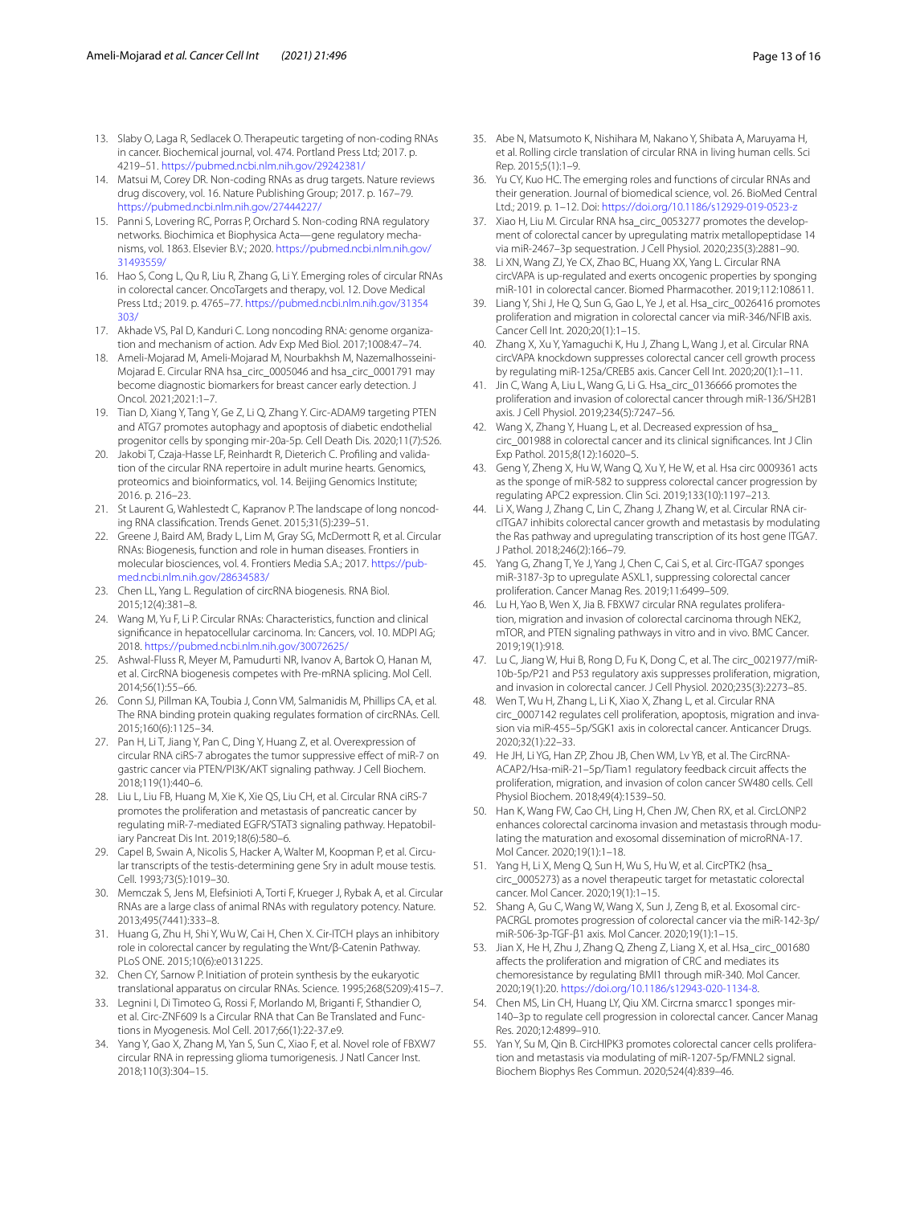13. Slaby O, Laga R, Sedlacek O. Therapeutic targeting of non-coding RNAs in cancer. Biochemical journal, vol. 474. Portland Press Ltd; 2017. p. 4219–51. https://pubmed.ncbi.nlm.nih.gov/29242381/
14. Matsui M, Corey DR. Non-coding RNAs as drug targets. Nature reviews drug discovery, vol. 16. Nature Publishing Group; 2017. p. 167–79. https://pubmed.ncbi.nlm.nih.gov/27444227/
15. Panni S, Lovering RC, Porras P, Orchard S. Non-coding RNA regulatory networks. Biochimica et Biophysica Acta—gene regulatory mechanisms, vol. 1863. Elsevier B.V.; 2020. https://pubmed.ncbi.nlm.nih.gov/31493559/
16. Hao S, Cong L, Qu R, Liu R, Zhang G, Li Y. Emerging roles of circular RNAs in colorectal cancer. OncoTargets and therapy, vol. 12. Dove Medical Press Ltd.; 2019. p. 4765–77. https://pubmed.ncbi.nlm.nih.gov/31354303/
17. Akhade VS, Pal D, Kanduri C. Long noncoding RNA: genome organization and mechanism of action. Adv Exp Med Biol. 2017;1008:47–74.
18. Ameli-Mojarad M, Ameli-Mojarad M, Nourbakhsh M, Nazemalhosseini-Mojarad E. Circular RNA hsa_circ_0005046 and hsa_circ_0001791 may become diagnostic biomarkers for breast cancer early detection. J Oncol. 2021;2021:1–7.
19. Tian D, Xiang Y, Tang Y, Ge Z, Li Q, Zhang Y. Circ-ADAM9 targeting PTEN and ATG7 promotes autophagy and apoptosis of diabetic endothelial progenitor cells by sponging mir-20a-5p. Cell Death Dis. 2020;11(7):526.
20. Jakobi T, Czaja-Hasse LF, Reinhardt R, Dieterich C. Profiling and validation of the circular RNA repertoire in adult murine hearts. Genomics, proteomics and bioinformatics, vol. 14. Beijing Genomics Institute; 2016. p. 216–23.
21. St Laurent G, Wahlestedt C, Kapranov P. The landscape of long noncoding RNA classification. Trends Genet. 2015;31(5):239–51.
22. Greene J, Baird AM, Brady L, Lim M, Gray SG, McDermott R, et al. Circular RNAs: Biogenesis, function and role in human diseases. Frontiers in molecular biosciences, vol. 4. Frontiers Media S.A.; 2017. https://pubmed.ncbi.nlm.nih.gov/28634583/
23. Chen LL, Yang L. Regulation of circRNA biogenesis. RNA Biol. 2015;12(4):381–8.
24. Wang M, Yu F, Li P. Circular RNAs: Characteristics, function and clinical significance in hepatocellular carcinoma. In: Cancers, vol. 10. MDPI AG; 2018. https://pubmed.ncbi.nlm.nih.gov/30072625/
25. Ashwal-Fluss R, Meyer M, Pamudurti NR, Ivanov A, Bartok O, Hanan M, et al. CircRNA biogenesis competes with Pre-mRNA splicing. Mol Cell. 2014;56(1):55–66.
26. Conn SJ, Pillman KA, Toubia J, Conn VM, Salmanidis M, Phillips CA, et al. The RNA binding protein quaking regulates formation of circRNAs. Cell. 2015;160(6):1125–34.
27. Pan H, Li T, Jiang Y, Pan C, Ding Y, Huang Z, et al. Overexpression of circular RNA ciRS-7 abrogates the tumor suppressive effect of miR-7 on gastric cancer via PTEN/PI3K/AKT signaling pathway. J Cell Biochem. 2018;119(1):440–6.
28. Liu L, Liu FB, Huang M, Xie K, Xie QS, Liu CH, et al. Circular RNA ciRS-7 promotes the proliferation and metastasis of pancreatic cancer by regulating miR-7-mediated EGFR/STAT3 signaling pathway. Hepatobiliary Pancreat Dis Int. 2019;18(6):580–6.
29. Capel B, Swain A, Nicolis S, Hacker A, Walter M, Koopman P, et al. Circular transcripts of the testis-determining gene Sry in adult mouse testis. Cell. 1993;73(5):1019–30.
30. Memczak S, Jens M, Elefsinioti A, Torti F, Krueger J, Rybak A, et al. Circular RNAs are a large class of animal RNAs with regulatory potency. Nature. 2013;495(7441):333–8.
31. Huang G, Zhu H, Shi Y, Wu W, Cai H, Chen X. Cir-ITCH plays an inhibitory role in colorectal cancer by regulating the Wnt/β-Catenin Pathway. PLoS ONE. 2015;10(6):e0131225.
32. Chen CY, Sarnow P. Initiation of protein synthesis by the eukaryotic translational apparatus on circular RNAs. Science. 1995;268(5209):415–7.
33. Legnini I, Di Timoteo G, Rossi F, Morlando M, Briganti F, Sthandier O, et al. Circ-ZNF609 Is a Circular RNA that Can Be Translated and Functions in Myogenesis. Mol Cell. 2017;66(1):22-37.e9.
34. Yang Y, Gao X, Zhang M, Yan S, Sun C, Xiao F, et al. Novel role of FBXW7 circular RNA in repressing glioma tumorigenesis. J Natl Cancer Inst. 2018;110(3):304–15.
35. Abe N, Matsumoto K, Nishihara M, Nakano Y, Shibata A, Maruyama H, et al. Rolling circle translation of circular RNA in living human cells. Sci Rep. 2015;5(1):1–9.
36. Yu CY, Kuo HC. The emerging roles and functions of circular RNAs and their generation. Journal of biomedical science, vol. 26. BioMed Central Ltd.; 2019. p. 1–12. Doi: https://doi.org/10.1186/s12929-019-0523-z
37. Xiao H, Liu M. Circular RNA hsa_circ_0053277 promotes the development of colorectal cancer by upregulating matrix metallopeptidase 14 via miR-2467–3p sequestration. J Cell Physiol. 2020;235(3):2881–90.
38. Li XN, Wang ZJ, Ye CX, Zhao BC, Huang XX, Yang L. Circular RNA circVAPA is up-regulated and exerts oncogenic properties by sponging miR-101 in colorectal cancer. Biomed Pharmacother. 2019;112:108611.
39. Liang Y, Shi J, He Q, Sun G, Gao L, Ye J, et al. Hsa_circ_0026416 promotes proliferation and migration in colorectal cancer via miR-346/NFIB axis. Cancer Cell Int. 2020;20(1):1–15.
40. Zhang X, Xu Y, Yamaguchi K, Hu J, Zhang L, Wang J, et al. Circular RNA circVAPA knockdown suppresses colorectal cancer cell growth process by regulating miR-125a/CREB5 axis. Cancer Cell Int. 2020;20(1):1–11.
41. Jin C, Wang A, Liu L, Wang G, Li G. Hsa_circ_0136666 promotes the proliferation and invasion of colorectal cancer through miR-136/SH2B1 axis. J Cell Physiol. 2019;234(5):7247–56.
42. Wang X, Zhang Y, Huang L, et al. Decreased expression of hsa_circ_001988 in colorectal cancer and its clinical significances. Int J Clin Exp Pathol. 2015;8(12):16020–5.
43. Geng Y, Zheng X, Hu W, Wang Q, Xu Y, He W, et al. Hsa circ 0009361 acts as the sponge of miR-582 to suppress colorectal cancer progression by regulating APC2 expression. Clin Sci. 2019;133(10):1197–213.
44. Li X, Wang J, Zhang C, Lin C, Zhang J, Zhang W, et al. Circular RNA circITGA7 inhibits colorectal cancer growth and metastasis by modulating the Ras pathway and upregulating transcription of its host gene ITGA7. J Pathol. 2018;246(2):166–79.
45. Yang G, Zhang T, Ye J, Yang J, Chen C, Cai S, et al. Circ-ITGA7 sponges miR-3187-3p to upregulate ASXL1, suppressing colorectal cancer proliferation. Cancer Manag Res. 2019;11:6499–509.
46. Lu H, Yao B, Wen X, Jia B. FBXW7 circular RNA regulates proliferation, migration and invasion of colorectal carcinoma through NEK2, mTOR, and PTEN signaling pathways in vitro and in vivo. BMC Cancer. 2019;19(1):918.
47. Lu C, Jiang W, Hui B, Rong D, Fu K, Dong C, et al. The circ_0021977/miR-10b-5p/P21 and P53 regulatory axis suppresses proliferation, migration, and invasion in colorectal cancer. J Cell Physiol. 2020;235(3):2273–85.
48. Wen T, Wu H, Zhang L, Li K, Xiao X, Zhang L, et al. Circular RNA circ_0007142 regulates cell proliferation, apoptosis, migration and invasion via miR-455–5p/SGK1 axis in colorectal cancer. Anticancer Drugs. 2020;32(1):22–33.
49. He JH, Li YG, Han ZP, Zhou JB, Chen WM, Lv YB, et al. The CircRNA-ACAP2/Hsa-miR-21–5p/Tiam1 regulatory feedback circuit affects the proliferation, migration, and invasion of colon cancer SW480 cells. Cell Physiol Biochem. 2018;49(4):1539–50.
50. Han K, Wang FW, Cao CH, Ling H, Chen JW, Chen RX, et al. CircLONP2 enhances colorectal carcinoma invasion and metastasis through modulating the maturation and exosomal dissemination of microRNA-17. Mol Cancer. 2020;19(1):1–18.
51. Yang H, Li X, Meng Q, Sun H, Wu S, Hu W, et al. CircPTK2 (hsa_circ_0005273) as a novel therapeutic target for metastatic colorectal cancer. Mol Cancer. 2020;19(1):1–15.
52. Shang A, Gu C, Wang W, Wang X, Sun J, Zeng B, et al. Exosomal circPACRGL promotes progression of colorectal cancer via the miR-142-3p/miR-506-3p-TGF-β1 axis. Mol Cancer. 2020;19(1):1–15.
53. Jian X, He H, Zhu J, Zhang Q, Zheng Z, Liang X, et al. Hsa_circ_001680 affects the proliferation and migration of CRC and mediates its chemoresistance by regulating BMI1 through miR-340. Mol Cancer. 2020;19(1):20. https://doi.org/10.1186/s12943-020-1134-8.
54. Chen MS, Lin CH, Huang LY, Qiu XM. Circrna smarcc1 sponges mir-140–3p to regulate cell progression in colorectal cancer. Cancer Manag Res. 2020;12:4899–910.
55. Yan Y, Su M, Qin B. CircHIPK3 promotes colorectal cancer cells proliferation and metastasis via modulating of miR-1207-5p/FMNL2 signal. Biochem Biophys Res Commun. 2020;524(4):839–46.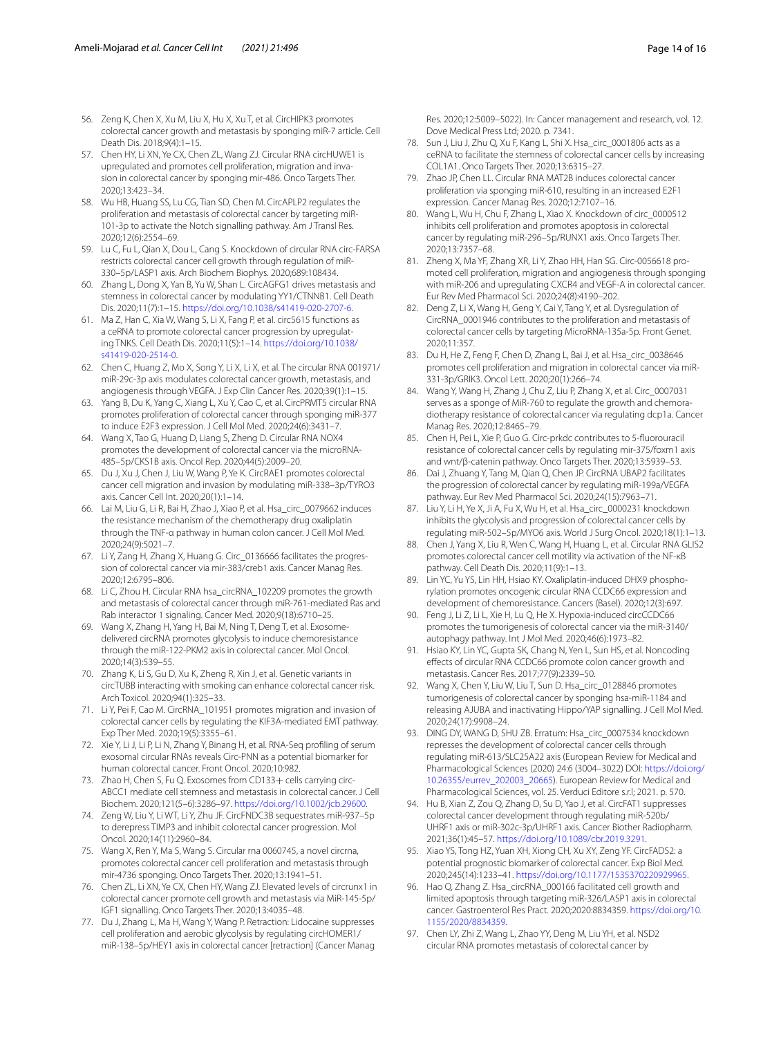56. Zeng K, Chen X, Xu M, Liu X, Hu X, Xu T, et al. CircHIPK3 promotes colorectal cancer growth and metastasis by sponging miR-7 article. Cell Death Dis. 2018;9(4):1–15.
57. Chen HY, Li XN, Ye CX, Chen ZL, Wang ZJ. Circular RNA circHUWE1 is upregulated and promotes cell proliferation, migration and invasion in colorectal cancer by sponging mir-486. Onco Targets Ther. 2020;13:423–34.
58. Wu HB, Huang SS, Lu CG, Tian SD, Chen M. CircAPLP2 regulates the proliferation and metastasis of colorectal cancer by targeting miR-101-3p to activate the Notch signalling pathway. Am J Transl Res. 2020;12(6):2554–69.
59. Lu C, Fu L, Qian X, Dou L, Cang S. Knockdown of circular RNA circ-FARSA restricts colorectal cancer cell growth through regulation of miR-330–5p/LASP1 axis. Arch Biochem Biophys. 2020;689:108434.
60. Zhang L, Dong X, Yan B, Yu W, Shan L. CircAGFG1 drives metastasis and stemness in colorectal cancer by modulating YY1/CTNNB1. Cell Death Dis. 2020;11(7):1–15. https://doi.org/10.1038/s41419-020-2707-6.
61. Ma Z, Han C, Xia W, Wang S, Li X, Fang P, et al. circ5615 functions as a ceRNA to promote colorectal cancer progression by upregulating TNKS. Cell Death Dis. 2020;11(5):1–14. https://doi.org/10.1038/s41419-020-2514-0.
62. Chen C, Huang Z, Mo X, Song Y, Li X, Li X, et al. The circular RNA 001971/miR-29c-3p axis modulates colorectal cancer growth, metastasis, and angiogenesis through VEGFA. J Exp Clin Cancer Res. 2020;39(1):1–15.
63. Yang B, Du K, Yang C, Xiang L, Xu Y, Cao C, et al. CircPRMT5 circular RNA promotes proliferation of colorectal cancer through sponging miR-377 to induce E2F3 expression. J Cell Mol Med. 2020;24(6):3431–7.
64. Wang X, Tao G, Huang D, Liang S, Zheng D. Circular RNA NOX4 promotes the development of colorectal cancer via the microRNA-485–5p/CKS1B axis. Oncol Rep. 2020;44(5):2009–20.
65. Du J, Xu J, Chen J, Liu W, Wang P, Ye K. CircRAE1 promotes colorectal cancer cell migration and invasion by modulating miR-338–3p/TYRO3 axis. Cancer Cell Int. 2020;20(1):1–14.
66. Lai M, Liu G, Li R, Bai H, Zhao J, Xiao P, et al. Hsa_circ_0079662 induces the resistance mechanism of the chemotherapy drug oxaliplatin through the TNF-α pathway in human colon cancer. J Cell Mol Med. 2020;24(9):5021–7.
67. Li Y, Zang H, Zhang X, Huang G. Circ_0136666 facilitates the progression of colorectal cancer via mir-383/creb1 axis. Cancer Manag Res. 2020;12:6795–806.
68. Li C, Zhou H. Circular RNA hsa_circRNA_102209 promotes the growth and metastasis of colorectal cancer through miR-761-mediated Ras and Rab interactor 1 signaling. Cancer Med. 2020;9(18):6710–25.
69. Wang X, Zhang H, Yang H, Bai M, Ning T, Deng T, et al. Exosome-delivered circRNA promotes glycolysis to induce chemoresistance through the miR-122-PKM2 axis in colorectal cancer. Mol Oncol. 2020;14(3):539–55.
70. Zhang K, Li S, Gu D, Xu K, Zheng R, Xin J, et al. Genetic variants in circTUBB interacting with smoking can enhance colorectal cancer risk. Arch Toxicol. 2020;94(1):325–33.
71. Li Y, Pei F, Cao M. CircRNA_101951 promotes migration and invasion of colorectal cancer cells by regulating the KIF3A-mediated EMT pathway. Exp Ther Med. 2020;19(5):3355–61.
72. Xie Y, Li J, Li P, Li N, Zhang Y, Binang H, et al. RNA-Seq profiling of serum exosomal circular RNAs reveals Circ-PNN as a potential biomarker for human colorectal cancer. Front Oncol. 2020;10:982.
73. Zhao H, Chen S, Fu Q. Exosomes from CD133+ cells carrying circ-ABCC1 mediate cell stemness and metastasis in colorectal cancer. J Cell Biochem. 2020;121(5–6):3286–97. https://doi.org/10.1002/jcb.29600.
74. Zeng W, Liu Y, Li WT, Li Y, Zhu JF. CircFNDC3B sequestrates miR-937–5p to derepress TIMP3 and inhibit colorectal cancer progression. Mol Oncol. 2020;14(11):2960–84.
75. Wang X, Ren Y, Ma S, Wang S. Circular rna 0060745, a novel circrna, promotes colorectal cancer cell proliferation and metastasis through mir-4736 sponging. Onco Targets Ther. 2020;13:1941–51.
76. Chen ZL, Li XN, Ye CX, Chen HY, Wang ZJ. Elevated levels of circrunx1 in colorectal cancer promote cell growth and metastasis via MiR-145-5p/IGF1 signalling. Onco Targets Ther. 2020;13:4035–48.
77. Du J, Zhang L, Ma H, Wang Y, Wang P. Retraction: Lidocaine suppresses cell proliferation and aerobic glycolysis by regulating circHOMER1/miR-138–5p/HEY1 axis in colorectal cancer [retraction] (Cancer Manag Res. 2020;12:5009–5022). In: Cancer management and research, vol. 12. Dove Medical Press Ltd; 2020. p. 7341.
78. Sun J, Liu J, Zhu Q, Xu F, Kang L, Shi X. Hsa_circ_0001806 acts as a ceRNA to facilitate the stemness of colorectal cancer cells by increasing COL1A1. Onco Targets Ther. 2020;13:6315–27.
79. Zhao JP, Chen LL. Circular RNA MAT2B induces colorectal cancer proliferation via sponging miR-610, resulting in an increased E2F1 expression. Cancer Manag Res. 2020;12:7107–16.
80. Wang L, Wu H, Chu F, Zhang L, Xiao X. Knockdown of circ_0000512 inhibits cell proliferation and promotes apoptosis in colorectal cancer by regulating miR-296–5p/RUNX1 axis. Onco Targets Ther. 2020;13:7357–68.
81. Zheng X, Ma YF, Zhang XR, Li Y, Zhao HH, Han SG. Circ-0056618 promoted cell proliferation, migration and angiogenesis through sponging with miR-206 and upregulating CXCR4 and VEGF-A in colorectal cancer. Eur Rev Med Pharmacol Sci. 2020;24(8):4190–202.
82. Deng Z, Li X, Wang H, Geng Y, Cai Y, Tang Y, et al. Dysregulation of CircRNA_0001946 contributes to the proliferation and metastasis of colorectal cancer cells by targeting MicroRNA-135a-5p. Front Genet. 2020;11:357.
83. Du H, He Z, Feng F, Chen D, Zhang L, Bai J, et al. Hsa_circ_0038646 promotes cell proliferation and migration in colorectal cancer via miR-331-3p/GRIK3. Oncol Lett. 2020;20(1):266–74.
84. Wang Y, Wang H, Zhang J, Chu Z, Liu P, Zhang X, et al. Circ_0007031 serves as a sponge of MiR-760 to regulate the growth and chemoradiotherapy resistance of colorectal cancer via regulating dcp1a. Cancer Manag Res. 2020;12:8465–79.
85. Chen H, Pei L, Xie P, Guo G. Circ-prkdc contributes to 5-fluorouracil resistance of colorectal cancer cells by regulating mir-375/foxm1 axis and wnt/β-catenin pathway. Onco Targets Ther. 2020;13:5939–53.
86. Dai J, Zhuang Y, Tang M, Qian Q, Chen JP. CircRNA UBAP2 facilitates the progression of colorectal cancer by regulating miR-199a/VEGFA pathway. Eur Rev Med Pharmacol Sci. 2020;24(15):7963–71.
87. Liu Y, Li H, Ye X, Ji A, Fu X, Wu H, et al. Hsa_circ_0000231 knockdown inhibits the glycolysis and progression of colorectal cancer cells by regulating miR-502–5p/MYO6 axis. World J Surg Oncol. 2020;18(1):1–13.
88. Chen J, Yang X, Liu R, Wen C, Wang H, Huang L, et al. Circular RNA GLIS2 promotes colorectal cancer cell motility via activation of the NF-κB pathway. Cell Death Dis. 2020;11(9):1–13.
89. Lin YC, Yu YS, Lin HH, Hsiao KY. Oxaliplatin-induced DHX9 phosphorylation promotes oncogenic circular RNA CCDC66 expression and development of chemoresistance. Cancers (Basel). 2020;12(3):697.
90. Feng J, Li Z, Li L, Xie H, Lu Q, He X. Hypoxia-induced circCCDC66 promotes the tumorigenesis of colorectal cancer via the miR-3140/autophagy pathway. Int J Mol Med. 2020;46(6):1973–82.
91. Hsiao KY, Lin YC, Gupta SK, Chang N, Yen L, Sun HS, et al. Noncoding effects of circular RNA CCDC66 promote colon cancer growth and metastasis. Cancer Res. 2017;77(9):2339–50.
92. Wang X, Chen Y, Liu W, Liu T, Sun D. Hsa_circ_0128846 promotes tumorigenesis of colorectal cancer by sponging hsa-miR-1184 and releasing AJUBA and inactivating Hippo/YAP signalling. J Cell Mol Med. 2020;24(17):9908–24.
93. DING DY, WANG D, SHU ZB. Erratum: Hsa_circ_0007534 knockdown represses the development of colorectal cancer cells through regulating miR-613/SLC25A22 axis (European Review for Medical and Pharmacological Sciences (2020) 24:6 (3004–3022) DOI: https://doi.org/10.26355/eurrev_202003_20665). European Review for Medical and Pharmacological Sciences, vol. 25. Verduci Editore s.r.l; 2021. p. 570.
94. Hu B, Xian Z, Zou Q, Zhang D, Su D, Yao J, et al. CircFAT1 suppresses colorectal cancer development through regulating miR-520b/UHRF1 axis or miR-302c-3p/UHRF1 axis. Cancer Biother Radiopharm. 2021;36(1):45–57. https://doi.org/10.1089/cbr.2019.3291.
95. Xiao YS, Tong HZ, Yuan XH, Xiong CH, Xu XY, Zeng YF. CircFADS2: a potential prognostic biomarker of colorectal cancer. Exp Biol Med. 2020;245(14):1233–41. https://doi.org/10.1177/1535370220929965.
96. Hao Q, Zhang Z. Hsa_circRNA_000166 facilitated cell growth and limited apoptosis through targeting miR-326/LASP1 axis in colorectal cancer. Gastroenterol Res Pract. 2020;2020:8834359. https://doi.org/10.1155/2020/8834359.
97. Chen LY, Zhi Z, Wang L, Zhao YY, Deng M, Liu YH, et al. NSD2 circular RNA promotes metastasis of colorectal cancer by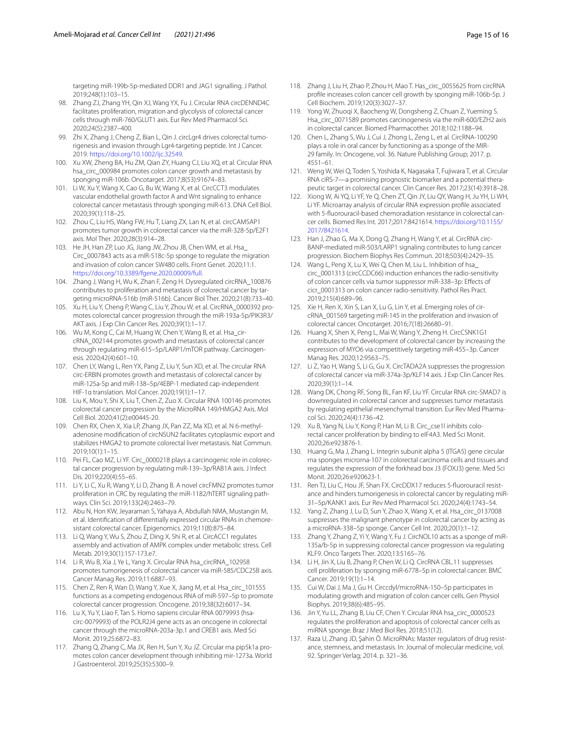targeting miR-199b-5p-mediated DDR1 and JAG1 signalling. J Pathol. 2019;248(1):103–15.

98. Zhang ZJ, Zhang YH, Qin XJ, Wang YX, Fu J. Circular RNA circDENND4C facilitates proliferation, migration and glycolysis of colorectal cancer cells through miR-760/GLUT1 axis. Eur Rev Med Pharmacol Sci. 2020;24(5):2387–400.
99. Zhi X, Zhang J, Cheng Z, Bian L, Qin J. circLgr4 drives colorectal tumorigenesis and invasion through Lgr4-targeting peptide. Int J Cancer. 2019. https://doi.org/10.1002/ijc.32549.
100. Xu XW, Zheng BA, Hu ZM, Qian ZY, Huang CJ, Liu XQ, et al. Circular RNA hsa_circ_000984 promotes colon cancer growth and metastasis by sponging miR-106b. Oncotarget. 2017;8(53):91674–83.
101. Li W, Xu Y, Wang X, Cao G, Bu W, Wang X, et al. CircCCT3 modulates vascular endothelial growth factor A and Wnt signaling to enhance colorectal cancer metastasis through sponging miR-613. DNA Cell Biol. 2020;39(1):118–25.
102. Zhou C, Liu HS, Wang FW, Hu T, Liang ZX, Lan N, et al. circCAMSAP1 promotes tumor growth in colorectal cancer via the miR-328-5p/E2F1 axis. Mol Ther. 2020;28(3):914–28.
103. He JH, Han ZP, Luo JG, Jiang JW, Zhou JB, Chen WM, et al. Hsa_Circ_0007843 acts as a mIR-518c-5p sponge to regulate the migration and invasion of colon cancer SW480 cells. Front Genet. 2020;11:1. https://doi.org/10.3389/fgene.2020.00009/full.
104. Zhang J, Wang H, Wu K, Zhan F, Zeng H. Dysregulated circRNA_100876 contributes to proliferation and metastasis of colorectal cancer by targeting microRNA-516b (miR-516b). Cancer Biol Ther. 2020;21(8):733–40.
105. Xu H, Liu Y, Cheng P, Wang C, Liu Y, Zhou W, et al. CircRNA_0000392 promotes colorectal cancer progression through the miR-193a-5p/PIK3R3/AKT axis. J Exp Clin Cancer Res. 2020;39(1):1–17.
106. Wu M, Kong C, Cai M, Huang W, Chen Y, Wang B, et al. Hsa_circRNA_002144 promotes growth and metastasis of colorectal cancer through regulating miR-615–5p/LARP1/mTOR pathway. Carcinogenesis. 2020;42(4):601–10.
107. Chen LY, Wang L, Ren YX, Pang Z, Liu Y, Sun XD, et al. The circular RNA circ-ERBIN promotes growth and metastasis of colorectal cancer by miR-125a-5p and miR-138–5p/4EBP-1 mediated cap-independent HIF-1α translation. Mol Cancer. 2020;19(1):1–17.
108. Liu K, Mou Y, Shi X, Liu T, Chen Z, Zuo X. Circular RNA 100146 promotes colorectal cancer progression by the MicroRNA 149/HMGA2 Axis. Mol Cell Biol. 2020;41(2):e00445-20.
109. Chen RX, Chen X, Xia LP, Zhang JX, Pan ZZ, Ma XD, et al. N 6-methyladenosine modification of circNSUN2 facilitates cytoplasmic export and stabilizes HMGA2 to promote colorectal liver metastasis. Nat Commun. 2019;10(1):1–15.
110. Pei FL, Cao MZ, Li YF. Circ_0000218 plays a carcinogenic role in colorectal cancer progression by regulating miR-139–3p/RAB1A axis. J Infect Dis. 2019;220(4):55–65.
111. Li Y, Li C, Xu R, Wang Y, Li D, Zhang B. A novel circFMN2 promotes tumor proliferation in CRC by regulating the miR-1182/hTERT signaling pathways. Clin Sci. 2019;133(24):2463–79.
112. Abu N, Hon KW, Jeyaraman S, Yahaya A, Abdullah NMA, Mustangin M, et al. Identification of differentially expressed circular RNAs in chemoresistant colorectal cancer. Epigenomics. 2019;11(8):875–84.
113. Li Q, Wang Y, Wu S, Zhou Z, Ding X, Shi R, et al. CircACC1 regulates assembly and activation of AMPK complex under metabolic stress. Cell Metab. 2019;30(1):157-173.e7.
114. Li R, Wu B, Xia J, Ye L, Yang X. Circular RNA hsa_circRNA_102958 promotes tumorigenesis of colorectal cancer via miR-585/CDC25B axis. Cancer Manag Res. 2019;11:6887–93.
115. Chen Z, Ren R, Wan D, Wang Y, Xue X, Jiang M, et al. Hsa_circ_101555 functions as a competing endogenous RNA of miR-597–5p to promote colorectal cancer progression. Oncogene. 2019;38(32):6017–34.
116. Lu X, Yu Y, Liao F, Tan S. Homo sapiens circular RNA 0079993 (hsa-circ-0079993) of the POLR2J4 gene acts as an oncogene in colorectal cancer through the microRNA-203a-3p.1 and CREB1 axis. Med Sci Monit. 2019;25:6872–83.
117. Zhang Q, Zhang C, Ma JX, Ren H, Sun Y, Xu JZ. Circular rna pip5k1a promotes colon cancer development through inhibiting mir-1273a. World J Gastroenterol. 2019;25(35):5300–9.
118. Zhang J, Liu H, Zhao P, Zhou H, Mao T. Has_circ_0055625 from circRNA profile increases colon cancer cell growth by sponging miR-106b-5p. J Cell Biochem. 2019;120(3):3027–37.
119. Yong W, Zhuoqi X, Baocheng W, Dongsheng Z, Chuan Z, Yueming S. Hsa_circ_0071589 promotes carcinogenesis via the miR-600/EZH2 axis in colorectal cancer. Biomed Pharmacother. 2018;102:1188–94.
120. Chen L, Zhang S, Wu J, Cui J, Zhong L, Zeng L, et al. CircRNA-100290 plays a role in oral cancer by functioning as a sponge of the MIR-29 family. In: Oncogene, vol. 36. Nature Publishing Group; 2017. p. 4551–61.
121. Weng W, Wei Q, Toden S, Yoshida K, Nagasaka T, Fujiwara T, et al. Circular RNA ciRS-7—a promising prognostic biomarker and a potential therapeutic target in colorectal cancer. Clin Cancer Res. 2017;23(14):3918–28.
122. Xiong W, Ai YQ, Li YF, Ye Q, Chen ZT, Qin JY, Liu QY, Wang H, Ju YH, Li WH, Li YF. Microarray analysis of circular RNA expression profile associated with 5-fluorouracil-based chemoradiation resistance in colorectal cancer cells. Biomed Res Int. 2017;2017:8421614. https://doi.org/10.1155/2017/8421614.
123. Han J, Zhao G, Ma X, Dong Q, Zhang H, Wang Y, et al. CircRNA circ-BANP-mediated miR-503/LARP1 signaling contributes to lung cancer progression. Biochem Biophys Res Commun. 2018;503(4):2429–35.
124. Wang L, Peng X, Lu X, Wei Q, Chen M, Liu L. Inhibition of hsa_circ_0001313 (circCCDC66) induction enhances the radio-sensitivity of colon cancer cells via tumor suppressor miR-338–3p: Effects of cicr_0001313 on colon cancer radio-sensitivity. Pathol Res Pract. 2019;215(4):689–96.
125. Xie H, Ren X, Xin S, Lan X, Lu G, Lin Y, et al. Emerging roles of circRNA_001569 targeting miR-145 in the proliferation and invasion of colorectal cancer. Oncotarget. 2016;7(18):26680–91.
126. Huang X, Shen X, Peng L, Mai W, Wang Y, Zheng H. CircCSNK1G1 contributes to the development of colorectal cancer by increasing the expression of MYO6 via competitively targeting miR-455–3p. Cancer Manag Res. 2020;12:9563–75.
127. Li Z, Yao H, Wang S, Li G, Gu X. CircTADA2A suppresses the progression of colorectal cancer via miR-374a-3p/KLF14 axis. J Exp Clin Cancer Res. 2020;39(1):1–14.
128. Wang DK, Chong RF, Song BL, Fan KF, Liu YF. Circular RNA circ-SMAD7 is downregulated in colorectal cancer and suppresses tumor metastasis by regulating epithelial mesenchymal transition. Eur Rev Med Pharmacol Sci. 2020;24(4):1736–42.
129. Xu B, Yang N, Liu Y, Kong P, Han M, Li B. Circ_cse1l inhibits colorectal cancer proliferation by binding to eIF4A3. Med Sci Monit. 2020;26:e923876-1.
130. Huang G, Ma J, Zhang L. Integrin subunit alpha 5 (ITGA5) gene circular rna sponges microrna-107 in colorectal carcinoma cells and tissues and regulates the expression of the forkhead box J3 (FOXJ3) gene. Med Sci Monit. 2020;26:e920623-1.
131. Ren TJ, Liu C, Hou JF, Shan FX. CircDDX17 reduces 5-fluorouracil resistance and hinders tumorigenesis in colorectal cancer by regulating miR-31–5p/KANK1 axis. Eur Rev Med Pharmacol Sci. 2020;24(4):1743–54.
132. Yang Z, Zhang J, Lu D, Sun Y, Zhao X, Wang X, et al. Hsa_circ_0137008 suppresses the malignant phenotype in colorectal cancer by acting as a microRNA-338–5p sponge. Cancer Cell Int. 2020;20(1):1–12.
133. Zhang Y, Zhang Z, Yi Y, Wang Y, Fu J. CircNOL10 acts as a sponge of miR-135a/b-5p in suppressing colorectal cancer progression via regulating KLF9. Onco Targets Ther. 2020;13:5165–76.
134. Li H, Jin X, Liu B, Zhang P, Chen W, Li Q. CircRNA CBL.11 suppresses cell proliferation by sponging miR-6778–5p in colorectal cancer. BMC Cancer. 2019;19(1):1–14.
135. Cui W, Dai J, Ma J, Gu H. Circcdyl/microRNA-150–5p participates in modulating growth and migration of colon cancer cells. Gen Physiol Biophys. 2019;38(6):485–95.
136. Jin Y, Yu LL, Zhang B, Liu CF, Chen Y. Circular RNA hsa_circ_0000523 regulates the proliferation and apoptosis of colorectal cancer cells as miRNA sponge. Braz J Med Biol Res. 2018;51(12).
137. Raza U, Zhang JD, Şahin Ö. MicroRNAs: Master regulators of drug resistance, stemness, and metastasis. In: Journal of molecular medicine, vol. 92. Springer Verlag; 2014. p. 321–36.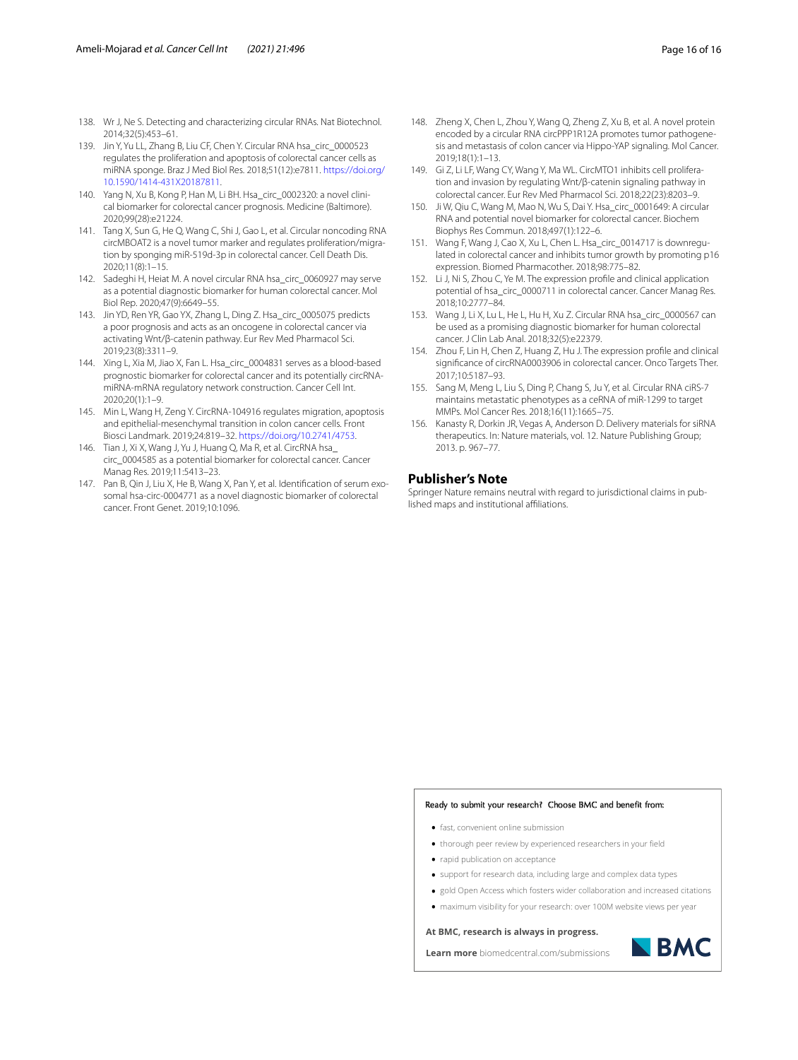138. Wr J, Ne S. Detecting and characterizing circular RNAs. Nat Biotechnol. 2014;32(5):453–61.
139. Jin Y, Yu LL, Zhang B, Liu CF, Chen Y. Circular RNA hsa_circ_0000523 regulates the proliferation and apoptosis of colorectal cancer cells as miRNA sponge. Braz J Med Biol Res. 2018;51(12):e7811. https://doi.org/10.1590/1414-431X20187811.
140. Yang N, Xu B, Kong P, Han M, Li BH. Hsa_circ_0002320: a novel clinical biomarker for colorectal cancer prognosis. Medicine (Baltimore). 2020;99(28):e21224.
141. Tang X, Sun G, He Q, Wang C, Shi J, Gao L, et al. Circular noncoding RNA circMBOAT2 is a novel tumor marker and regulates proliferation/migration by sponging miR-519d-3p in colorectal cancer. Cell Death Dis. 2020;11(8):1–15.
142. Sadeghi H, Heiat M. A novel circular RNA hsa_circ_0060927 may serve as a potential diagnostic biomarker for human colorectal cancer. Mol Biol Rep. 2020;47(9):6649–55.
143. Jin YD, Ren YR, Gao YX, Zhang L, Ding Z. Hsa_circ_0005075 predicts a poor prognosis and acts as an oncogene in colorectal cancer via activating Wnt/β-catenin pathway. Eur Rev Med Pharmacol Sci. 2019;23(8):3311–9.
144. Xing L, Xia M, Jiao X, Fan L. Hsa_circ_0004831 serves as a blood-based prognostic biomarker for colorectal cancer and its potentially circRNA-miRNA-mRNA regulatory network construction. Cancer Cell Int. 2020;20(1):1–9.
145. Min L, Wang H, Zeng Y. CircRNA-104916 regulates migration, apoptosis and epithelial-mesenchymal transition in colon cancer cells. Front Biosci Landmark. 2019;24:819–32. https://doi.org/10.2741/4753.
146. Tian J, Xi X, Wang J, Yu J, Huang Q, Ma R, et al. CircRNA hsa_circ_0004585 as a potential biomarker for colorectal cancer. Cancer Manag Res. 2019;11:5413–23.
147. Pan B, Qin J, Liu X, He B, Wang X, Pan Y, et al. Identification of serum exosomal hsa-circ-0004771 as a novel diagnostic biomarker of colorectal cancer. Front Genet. 2019;10:1096.
148. Zheng X, Chen L, Zhou Y, Wang Q, Zheng Z, Xu B, et al. A novel protein encoded by a circular RNA circPPP1R12A promotes tumor pathogenesis and metastasis of colon cancer via Hippo-YAP signaling. Mol Cancer. 2019;18(1):1–13.
149. Gi Z, Li LF, Wang CY, Wang Y, Ma WL. CircMTO1 inhibits cell proliferation and invasion by regulating Wnt/β-catenin signaling pathway in colorectal cancer. Eur Rev Med Pharmacol Sci. 2018;22(23):8203–9.
150. Ji W, Qiu C, Wang M, Mao N, Wu S, Dai Y. Hsa_circ_0001649: A circular RNA and potential novel biomarker for colorectal cancer. Biochem Biophys Res Commun. 2018;497(1):122–6.
151. Wang F, Wang J, Cao X, Xu L, Chen L. Hsa_circ_0014717 is downregulated in colorectal cancer and inhibits tumor growth by promoting p16 expression. Biomed Pharmacother. 2018;98:775–82.
152. Li J, Ni S, Zhou C, Ye M. The expression profile and clinical application potential of hsa_circ_0000711 in colorectal cancer. Cancer Manag Res. 2018;10:2777–84.
153. Wang J, Li X, Lu L, He L, Hu H, Xu Z. Circular RNA hsa_circ_0000567 can be used as a promising diagnostic biomarker for human colorectal cancer. J Clin Lab Anal. 2018;32(5):e22379.
154. Zhou F, Lin H, Chen Z, Huang Z, Hu J. The expression profile and clinical significance of circRNA0003906 in colorectal cancer. Onco Targets Ther. 2017;10:5187–93.
155. Sang M, Meng L, Liu S, Ding P, Chang S, Ju Y, et al. Circular RNA ciRS-7 maintains metastatic phenotypes as a ceRNA of miR-1299 to target MMPs. Mol Cancer Res. 2018;16(11):1665–75.
156. Kanasty R, Dorkin JR, Vegas A, Anderson D. Delivery materials for siRNA therapeutics. In: Nature materials, vol. 12. Nature Publishing Group; 2013. p. 967–77.

## Publisher's Note

Springer Nature remains neutral with regard to jurisdictional claims in published maps and institutional affiliations.

Ready to submit your research? Choose BMC and benefit from:

- fast, convenient online submission
- thorough peer review by experienced researchers in your field
- rapid publication on acceptance
- support for research data, including large and complex data types
- gold Open Access which fosters wider collaboration and increased citations
- maximum visibility for your research: over 100M website views per year

**At BMC, research is always in progress.**

**Learn more** biomedcentral.com/submissions

BMC